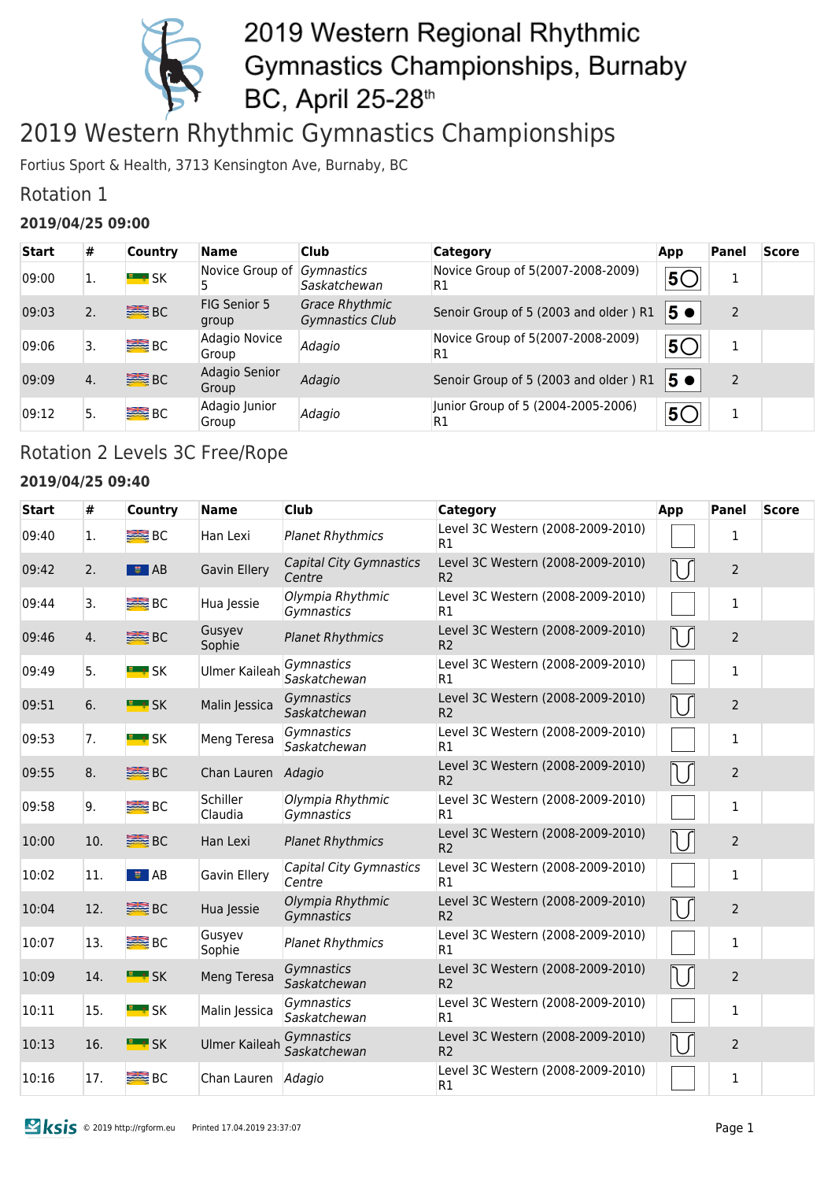# 2019 Western Regional Rhythmic Gymnastics Championships, Burnaby BC, April 25-28th

# 2019 Western Rhythmic Gymnastics Championships

Fortius Sport & Health, 3713 Kensington Ave, Burnaby, BC

## Rotation 1

### 2019/04/25 09:00

| Start | # | Country | Name | Club | Category | App | Panel | Score |
|---|---|---|---|---|---|---|---|---|
| 09:00 | 1. | SK | Novice Group of 5 | *Gymnastics Saskatchewan* | Novice Group of 5(2007-2008-2009) R1 | 5○ | 1 | |
| 09:03 | 2. | BC | FIG Senior 5 group | *Grace Rhythmic Gymnastics Club* | Senoir Group of 5 (2003 and older ) R1 | 5 ● | 2 | |
| 09:06 | 3. | BC | Adagio Novice Group | *Adagio* | Novice Group of 5(2007-2008-2009) R1 | 5○ | 1 | |
| 09:09 | 4. | BC | Adagio Senior Group | *Adagio* | Senoir Group of 5 (2003 and older ) R1 | 5 ● | 2 | |
| 09:12 | 5. | BC | Adagio Junior Group | *Adagio* | Junior Group of 5 (2004-2005-2006) R1 | 5○ | 1 | |

## Rotation 2 Levels 3C Free/Rope

### 2019/04/25 09:40

| Start | # | Country | Name | Club | Category | App | Panel | Score |
|---|---|---|---|---|---|---|---|---|
| 09:40 | 1. | BC | Han Lexi | *Planet Rhythmics* | Level 3C Western (2008-2009-2010) R1 | | 1 | |
| 09:42 | 2. | AB | Gavin Ellery | *Capital City Gymnastics Centre* | Level 3C Western (2008-2009-2010) R2 | | 2 | |
| 09:44 | 3. | BC | Hua Jessie | *Olympia Rhythmic Gymnastics* | Level 3C Western (2008-2009-2010) R1 | | 1 | |
| 09:46 | 4. | BC | Gusyev Sophie | *Planet Rhythmics* | Level 3C Western (2008-2009-2010) R2 | | 2 | |
| 09:49 | 5. | SK | Ulmer Kaileah | *Gymnastics Saskatchewan* | Level 3C Western (2008-2009-2010) R1 | | 1 | |
| 09:51 | 6. | SK | Malin Jessica | *Gymnastics Saskatchewan* | Level 3C Western (2008-2009-2010) R2 | | 2 | |
| 09:53 | 7. | SK | Meng Teresa | *Gymnastics Saskatchewan* | Level 3C Western (2008-2009-2010) R1 | | 1 | |
| 09:55 | 8. | BC | Chan Lauren | *Adagio* | Level 3C Western (2008-2009-2010) R2 | | 2 | |
| 09:58 | 9. | BC | Schiller Claudia | *Olympia Rhythmic Gymnastics* | Level 3C Western (2008-2009-2010) R1 | | 1 | |
| 10:00 | 10. | BC | Han Lexi | *Planet Rhythmics* | Level 3C Western (2008-2009-2010) R2 | | 2 | |
| 10:02 | 11. | AB | Gavin Ellery | *Capital City Gymnastics Centre* | Level 3C Western (2008-2009-2010) R1 | | 1 | |
| 10:04 | 12. | BC | Hua Jessie | *Olympia Rhythmic Gymnastics* | Level 3C Western (2008-2009-2010) R2 | | 2 | |
| 10:07 | 13. | BC | Gusyev Sophie | *Planet Rhythmics* | Level 3C Western (2008-2009-2010) R1 | | 1 | |
| 10:09 | 14. | SK | Meng Teresa | *Gymnastics Saskatchewan* | Level 3C Western (2008-2009-2010) R2 | | 2 | |
| 10:11 | 15. | SK | Malin Jessica | *Gymnastics Saskatchewan* | Level 3C Western (2008-2009-2010) R1 | | 1 | |
| 10:13 | 16. | SK | Ulmer Kaileah | *Gymnastics Saskatchewan* | Level 3C Western (2008-2009-2010) R2 | | 2 | |
| 10:16 | 17. | BC | Chan Lauren | *Adagio* | Level 3C Western (2008-2009-2010) R1 | | 1 | |

© 2019 http://rgform.eu Printed 17.04.2019 23:37:07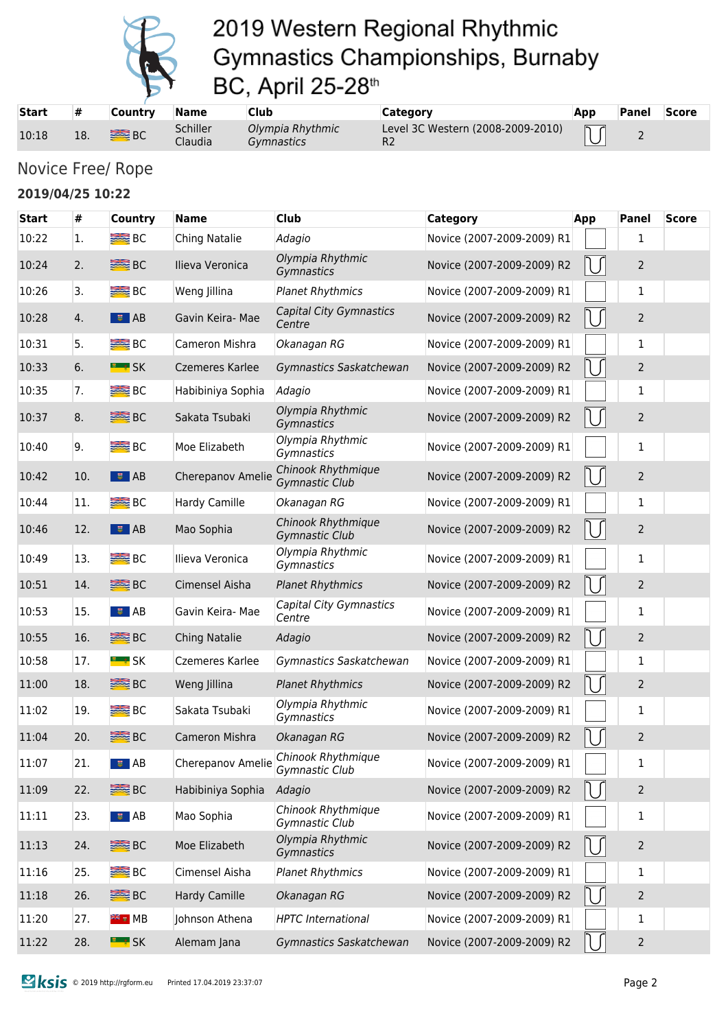# 2019 Western Regional Rhythmic Gymnastics Championships, Burnaby BC, April 25-28th

| Start | # | Country | Name | Club | Category | App | Panel | Score |
|---|---|---|---|---|---|---|---|---|
| 10:18 | 18. | BC | Schiller Claudia | *Olympia Rhythmic Gymnastics* | Level 3C Western (2008-2009-2010) R2 | | 2 | |

## Novice Free/ Rope

**2019/04/25 10:22**

| Start | # | Country | Name | Club | Category | App | Panel | Score |
|---|---|---|---|---|---|---|---|---|
| 10:22 | 1. | BC | Ching Natalie | *Adagio* | Novice (2007-2009-2009) R1 | | 1 | |
| 10:24 | 2. | BC | Ilieva Veronica | *Olympia Rhythmic Gymnastics* | Novice (2007-2009-2009) R2 | | 2 | |
| 10:26 | 3. | BC | Weng Jillina | *Planet Rhythmics* | Novice (2007-2009-2009) R1 | | 1 | |
| 10:28 | 4. | AB | Gavin Keira- Mae | *Capital City Gymnastics Centre* | Novice (2007-2009-2009) R2 | | 2 | |
| 10:31 | 5. | BC | Cameron Mishra | *Okanagan RG* | Novice (2007-2009-2009) R1 | | 1 | |
| 10:33 | 6. | SK | Czemeres Karlee | *Gymnastics Saskatchewan* | Novice (2007-2009-2009) R2 | | 2 | |
| 10:35 | 7. | BC | Habibiniya Sophia | *Adagio* | Novice (2007-2009-2009) R1 | | 1 | |
| 10:37 | 8. | BC | Sakata Tsubaki | *Olympia Rhythmic Gymnastics* | Novice (2007-2009-2009) R2 | | 2 | |
| 10:40 | 9. | BC | Moe Elizabeth | *Olympia Rhythmic Gymnastics* | Novice (2007-2009-2009) R1 | | 1 | |
| 10:42 | 10. | AB | Cherepanov Amelie | *Chinook Rhythmique Gymnastic Club* | Novice (2007-2009-2009) R2 | | 2 | |
| 10:44 | 11. | BC | Hardy Camille | *Okanagan RG* | Novice (2007-2009-2009) R1 | | 1 | |
| 10:46 | 12. | AB | Mao Sophia | *Chinook Rhythmique Gymnastic Club* | Novice (2007-2009-2009) R2 | | 2 | |
| 10:49 | 13. | BC | Ilieva Veronica | *Olympia Rhythmic Gymnastics* | Novice (2007-2009-2009) R1 | | 1 | |
| 10:51 | 14. | BC | Cimensel Aisha | *Planet Rhythmics* | Novice (2007-2009-2009) R2 | | 2 | |
| 10:53 | 15. | AB | Gavin Keira- Mae | *Capital City Gymnastics Centre* | Novice (2007-2009-2009) R1 | | 1 | |
| 10:55 | 16. | BC | Ching Natalie | *Adagio* | Novice (2007-2009-2009) R2 | | 2 | |
| 10:58 | 17. | SK | Czemeres Karlee | *Gymnastics Saskatchewan* | Novice (2007-2009-2009) R1 | | 1 | |
| 11:00 | 18. | BC | Weng Jillina | *Planet Rhythmics* | Novice (2007-2009-2009) R2 | | 2 | |
| 11:02 | 19. | BC | Sakata Tsubaki | *Olympia Rhythmic Gymnastics* | Novice (2007-2009-2009) R1 | | 1 | |
| 11:04 | 20. | BC | Cameron Mishra | *Okanagan RG* | Novice (2007-2009-2009) R2 | | 2 | |
| 11:07 | 21. | AB | Cherepanov Amelie | *Chinook Rhythmique Gymnastic Club* | Novice (2007-2009-2009) R1 | | 1 | |
| 11:09 | 22. | BC | Habibiniya Sophia | *Adagio* | Novice (2007-2009-2009) R2 | | 2 | |
| 11:11 | 23. | AB | Mao Sophia | *Chinook Rhythmique Gymnastic Club* | Novice (2007-2009-2009) R1 | | 1 | |
| 11:13 | 24. | BC | Moe Elizabeth | *Olympia Rhythmic Gymnastics* | Novice (2007-2009-2009) R2 | | 2 | |
| 11:16 | 25. | BC | Cimensel Aisha | *Planet Rhythmics* | Novice (2007-2009-2009) R1 | | 1 | |
| 11:18 | 26. | BC | Hardy Camille | *Okanagan RG* | Novice (2007-2009-2009) R2 | | 2 | |
| 11:20 | 27. | MB | Johnson Athena | *HPTC International* | Novice (2007-2009-2009) R1 | | 1 | |
| 11:22 | 28. | SK | Alemam Jana | *Gymnastics Saskatchewan* | Novice (2007-2009-2009) R2 | | 2 | |

© 2019 http://rgform.eu Printed 17.04.2019 23:37:07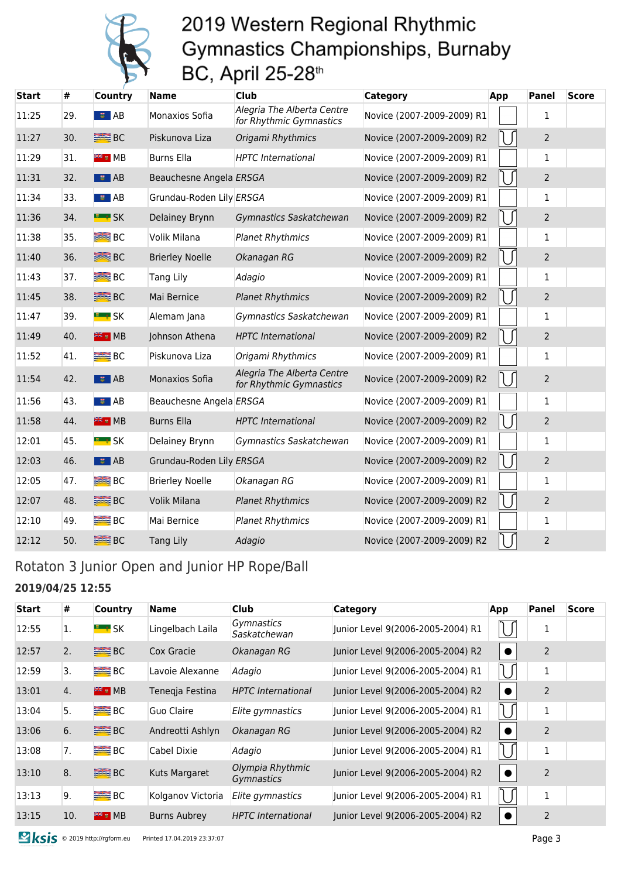# 2019 Western Regional Rhythmic Gymnastics Championships, Burnaby BC, April 25-28th

| Start | # | Country | Name | Club | Category | App | Panel | Score |
|---|---|---|---|---|---|---|---|---|
| 11:25 | 29. | AB | Monaxios Sofia | *Alegria The Alberta Centre for Rhythmic Gymnastics* | Novice (2007-2009-2009) R1 | | 1 | |
| 11:27 | 30. | BC | Piskunova Liza | *Origami Rhythmics* | Novice (2007-2009-2009) R2 | | 2 | |
| 11:29 | 31. | MB | Burns Ella | *HPTC International* | Novice (2007-2009-2009) R1 | | 1 | |
| 11:31 | 32. | AB | Beauchesne Angela | *ERSGA* | Novice (2007-2009-2009) R2 | | 2 | |
| 11:34 | 33. | AB | Grundau-Roden Lily | *ERSGA* | Novice (2007-2009-2009) R1 | | 1 | |
| 11:36 | 34. | SK | Delainey Brynn | *Gymnastics Saskatchewan* | Novice (2007-2009-2009) R2 | | 2 | |
| 11:38 | 35. | BC | Volik Milana | *Planet Rhythmics* | Novice (2007-2009-2009) R1 | | 1 | |
| 11:40 | 36. | BC | Brierley Noelle | *Okanagan RG* | Novice (2007-2009-2009) R2 | | 2 | |
| 11:43 | 37. | BC | Tang Lily | *Adagio* | Novice (2007-2009-2009) R1 | | 1 | |
| 11:45 | 38. | BC | Mai Bernice | *Planet Rhythmics* | Novice (2007-2009-2009) R2 | | 2 | |
| 11:47 | 39. | SK | Alemam Jana | *Gymnastics Saskatchewan* | Novice (2007-2009-2009) R1 | | 1 | |
| 11:49 | 40. | MB | Johnson Athena | *HPTC International* | Novice (2007-2009-2009) R2 | | 2 | |
| 11:52 | 41. | BC | Piskunova Liza | *Origami Rhythmics* | Novice (2007-2009-2009) R1 | | 1 | |
| 11:54 | 42. | AB | Monaxios Sofia | *Alegria The Alberta Centre for Rhythmic Gymnastics* | Novice (2007-2009-2009) R2 | | 2 | |
| 11:56 | 43. | AB | Beauchesne Angela | *ERSGA* | Novice (2007-2009-2009) R1 | | 1 | |
| 11:58 | 44. | MB | Burns Ella | *HPTC International* | Novice (2007-2009-2009) R2 | | 2 | |
| 12:01 | 45. | SK | Delainey Brynn | *Gymnastics Saskatchewan* | Novice (2007-2009-2009) R1 | | 1 | |
| 12:03 | 46. | AB | Grundau-Roden Lily | *ERSGA* | Novice (2007-2009-2009) R2 | | 2 | |
| 12:05 | 47. | BC | Brierley Noelle | *Okanagan RG* | Novice (2007-2009-2009) R1 | | 1 | |
| 12:07 | 48. | BC | Volik Milana | *Planet Rhythmics* | Novice (2007-2009-2009) R2 | | 2 | |
| 12:10 | 49. | BC | Mai Bernice | *Planet Rhythmics* | Novice (2007-2009-2009) R1 | | 1 | |
| 12:12 | 50. | BC | Tang Lily | *Adagio* | Novice (2007-2009-2009) R2 | | 2 | |

## Rotaton 3 Junior Open and Junior HP Rope/Ball

**2019/04/25 12:55**

| Start | # | Country | Name | Club | Category | App | Panel | Score |
|---|---|---|---|---|---|---|---|---|
| 12:55 | 1. | SK | Lingelbach Laila | *Gymnastics Saskatchewan* | Junior Level 9(2006-2005-2004) R1 | | 1 | |
| 12:57 | 2. | BC | Cox Gracie | *Okanagan RG* | Junior Level 9(2006-2005-2004) R2 | | 2 | |
| 12:59 | 3. | BC | Lavoie Alexanne | *Adagio* | Junior Level 9(2006-2005-2004) R1 | | 1 | |
| 13:01 | 4. | MB | Teneqja Festina | *HPTC International* | Junior Level 9(2006-2005-2004) R2 | | 2 | |
| 13:04 | 5. | BC | Guo Claire | *Elite gymnastics* | Junior Level 9(2006-2005-2004) R1 | | 1 | |
| 13:06 | 6. | BC | Andreotti Ashlyn | *Okanagan RG* | Junior Level 9(2006-2005-2004) R2 | | 2 | |
| 13:08 | 7. | BC | Cabel Dixie | *Adagio* | Junior Level 9(2006-2005-2004) R1 | | 1 | |
| 13:10 | 8. | BC | Kuts Margaret | *Olympia Rhythmic Gymnastics* | Junior Level 9(2006-2005-2004) R2 | | 2 | |
| 13:13 | 9. | BC | Kolganov Victoria | *Elite gymnastics* | Junior Level 9(2006-2005-2004) R1 | | 1 | |
| 13:15 | 10. | MB | Burns Aubrey | *HPTC International* | Junior Level 9(2006-2005-2004) R2 | | 2 | |

© 2019 http://rgform.eu Printed 17.04.2019 23:37:07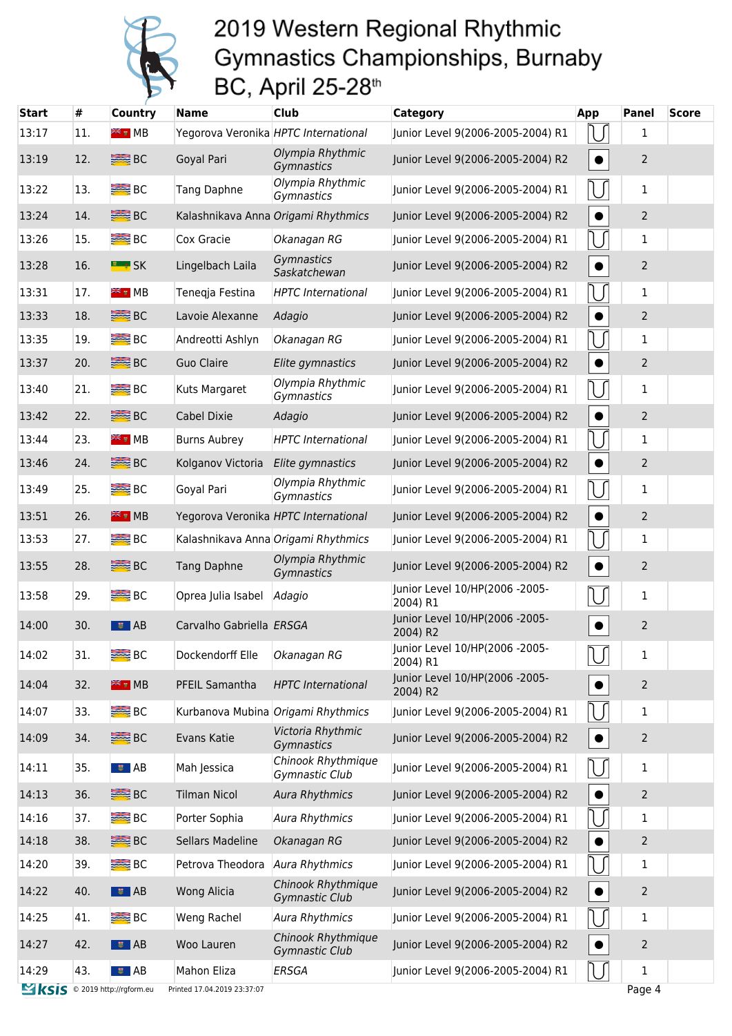# 2019 Western Regional Rhythmic Gymnastics Championships, Burnaby BC, April 25-28th

| Start | # | Country | Name | Club | Category | App | Panel | Score |
|---|---|---|---|---|---|---|---|---|
| 13:17 | 11. | MB | Yegorova Veronika | *HPTC International* | Junior Level 9(2006-2005-2004) R1 | | 1 | |
| 13:19 | 12. | BC | Goyal Pari | *Olympia Rhythmic Gymnastics* | Junior Level 9(2006-2005-2004) R2 | | 2 | |
| 13:22 | 13. | BC | Tang Daphne | *Olympia Rhythmic Gymnastics* | Junior Level 9(2006-2005-2004) R1 | | 1 | |
| 13:24 | 14. | BC | Kalashnikava Anna | *Origami Rhythmics* | Junior Level 9(2006-2005-2004) R2 | | 2 | |
| 13:26 | 15. | BC | Cox Gracie | *Okanagan RG* | Junior Level 9(2006-2005-2004) R1 | | 1 | |
| 13:28 | 16. | SK | Lingelbach Laila | *Gymnastics Saskatchewan* | Junior Level 9(2006-2005-2004) R2 | | 2 | |
| 13:31 | 17. | MB | Teneqja Festina | *HPTC International* | Junior Level 9(2006-2005-2004) R1 | | 1 | |
| 13:33 | 18. | BC | Lavoie Alexanne | *Adagio* | Junior Level 9(2006-2005-2004) R2 | | 2 | |
| 13:35 | 19. | BC | Andreotti Ashlyn | *Okanagan RG* | Junior Level 9(2006-2005-2004) R1 | | 1 | |
| 13:37 | 20. | BC | Guo Claire | *Elite gymnastics* | Junior Level 9(2006-2005-2004) R2 | | 2 | |
| 13:40 | 21. | BC | Kuts Margaret | *Olympia Rhythmic Gymnastics* | Junior Level 9(2006-2005-2004) R1 | | 1 | |
| 13:42 | 22. | BC | Cabel Dixie | *Adagio* | Junior Level 9(2006-2005-2004) R2 | | 2 | |
| 13:44 | 23. | MB | Burns Aubrey | *HPTC International* | Junior Level 9(2006-2005-2004) R1 | | 1 | |
| 13:46 | 24. | BC | Kolganov Victoria | *Elite gymnastics* | Junior Level 9(2006-2005-2004) R2 | | 2 | |
| 13:49 | 25. | BC | Goyal Pari | *Olympia Rhythmic Gymnastics* | Junior Level 9(2006-2005-2004) R1 | | 1 | |
| 13:51 | 26. | MB | Yegorova Veronika | *HPTC International* | Junior Level 9(2006-2005-2004) R2 | | 2 | |
| 13:53 | 27. | BC | Kalashnikava Anna | *Origami Rhythmics* | Junior Level 9(2006-2005-2004) R1 | | 1 | |
| 13:55 | 28. | BC | Tang Daphne | *Olympia Rhythmic Gymnastics* | Junior Level 9(2006-2005-2004) R2 | | 2 | |
| 13:58 | 29. | BC | Oprea Julia Isabel | *Adagio* | Junior Level 10/HP(2006 -2005-2004) R1 | | 1 | |
| 14:00 | 30. | AB | Carvalho Gabriella | *ERSGA* | Junior Level 10/HP(2006 -2005-2004) R2 | | 2 | |
| 14:02 | 31. | BC | Dockendorff Elle | *Okanagan RG* | Junior Level 10/HP(2006 -2005-2004) R1 | | 1 | |
| 14:04 | 32. | MB | PFEIL Samantha | *HPTC International* | Junior Level 10/HP(2006 -2005-2004) R2 | | 2 | |
| 14:07 | 33. | BC | Kurbanova Mubina | *Origami Rhythmics* | Junior Level 9(2006-2005-2004) R1 | | 1 | |
| 14:09 | 34. | BC | Evans Katie | *Victoria Rhythmic Gymnastics* | Junior Level 9(2006-2005-2004) R2 | | 2 | |
| 14:11 | 35. | AB | Mah Jessica | *Chinook Rhythmique Gymnastic Club* | Junior Level 9(2006-2005-2004) R1 | | 1 | |
| 14:13 | 36. | BC | Tilman Nicol | *Aura Rhythmics* | Junior Level 9(2006-2005-2004) R2 | | 2 | |
| 14:16 | 37. | BC | Porter Sophia | *Aura Rhythmics* | Junior Level 9(2006-2005-2004) R1 | | 1 | |
| 14:18 | 38. | BC | Sellars Madeline | *Okanagan RG* | Junior Level 9(2006-2005-2004) R2 | | 2 | |
| 14:20 | 39. | BC | Petrova Theodora | *Aura Rhythmics* | Junior Level 9(2006-2005-2004) R1 | | 1 | |
| 14:22 | 40. | AB | Wong Alicia | *Chinook Rhythmique Gymnastic Club* | Junior Level 9(2006-2005-2004) R2 | | 2 | |
| 14:25 | 41. | BC | Weng Rachel | *Aura Rhythmics* | Junior Level 9(2006-2005-2004) R1 | | 1 | |
| 14:27 | 42. | AB | Woo Lauren | *Chinook Rhythmique Gymnastic Club* | Junior Level 9(2006-2005-2004) R2 | | 2 | |
| 14:29 | 43. | AB | Mahon Eliza | *ERSGA* | Junior Level 9(2006-2005-2004) R1 | | 1 | |

© 2019 http://rgform.eu Printed 17.04.2019 23:37:07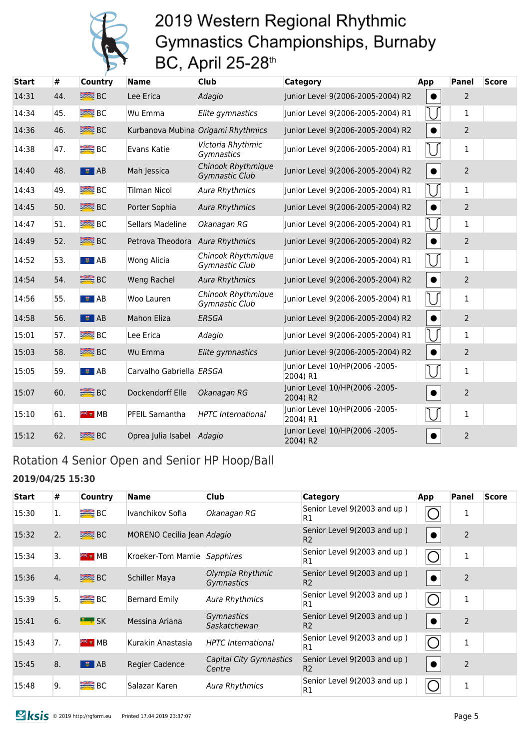# 2019 Western Regional Rhythmic Gymnastics Championships, Burnaby BC, April 25-28th

| Start | # | Country | Name | Club | Category | App | Panel | Score |
|---|---|---|---|---|---|---|---|---|
| 14:31 | 44. | BC | Lee Erica | *Adagio* | Junior Level 9(2006-2005-2004) R2 | | 2 | |
| 14:34 | 45. | BC | Wu Emma | *Elite gymnastics* | Junior Level 9(2006-2005-2004) R1 | | 1 | |
| 14:36 | 46. | BC | Kurbanova Mubina | *Origami Rhythmics* | Junior Level 9(2006-2005-2004) R2 | | 2 | |
| 14:38 | 47. | BC | Evans Katie | *Victoria Rhythmic Gymnastics* | Junior Level 9(2006-2005-2004) R1 | | 1 | |
| 14:40 | 48. | AB | Mah Jessica | *Chinook Rhythmique Gymnastic Club* | Junior Level 9(2006-2005-2004) R2 | | 2 | |
| 14:43 | 49. | BC | Tilman Nicol | *Aura Rhythmics* | Junior Level 9(2006-2005-2004) R1 | | 1 | |
| 14:45 | 50. | BC | Porter Sophia | *Aura Rhythmics* | Junior Level 9(2006-2005-2004) R2 | | 2 | |
| 14:47 | 51. | BC | Sellars Madeline | *Okanagan RG* | Junior Level 9(2006-2005-2004) R1 | | 1 | |
| 14:49 | 52. | BC | Petrova Theodora | *Aura Rhythmics* | Junior Level 9(2006-2005-2004) R2 | | 2 | |
| 14:52 | 53. | AB | Wong Alicia | *Chinook Rhythmique Gymnastic Club* | Junior Level 9(2006-2005-2004) R1 | | 1 | |
| 14:54 | 54. | BC | Weng Rachel | *Aura Rhythmics* | Junior Level 9(2006-2005-2004) R2 | | 2 | |
| 14:56 | 55. | AB | Woo Lauren | *Chinook Rhythmique Gymnastic Club* | Junior Level 9(2006-2005-2004) R1 | | 1 | |
| 14:58 | 56. | AB | Mahon Eliza | *ERSGA* | Junior Level 9(2006-2005-2004) R2 | | 2 | |
| 15:01 | 57. | BC | Lee Erica | *Adagio* | Junior Level 9(2006-2005-2004) R1 | | 1 | |
| 15:03 | 58. | BC | Wu Emma | *Elite gymnastics* | Junior Level 9(2006-2005-2004) R2 | | 2 | |
| 15:05 | 59. | AB | Carvalho Gabriella | *ERSGA* | Junior Level 10/HP(2006 -2005-2004) R1 | | 1 | |
| 15:07 | 60. | BC | Dockendorff Elle | *Okanagan RG* | Junior Level 10/HP(2006 -2005-2004) R2 | | 2 | |
| 15:10 | 61. | MB | PFEIL Samantha | *HPTC International* | Junior Level 10/HP(2006 -2005-2004) R1 | | 1 | |
| 15:12 | 62. | BC | Oprea Julia Isabel | *Adagio* | Junior Level 10/HP(2006 -2005-2004) R2 | | 2 | |

## Rotation 4 Senior Open and Senior HP Hoop/Ball

**2019/04/25 15:30**

| Start | # | Country | Name | Club | Category | App | Panel | Score |
|---|---|---|---|---|---|---|---|---|
| 15:30 | 1. | BC | Ivanchikov Sofia | *Okanagan RG* | Senior Level 9(2003 and up ) R1 | | 1 | |
| 15:32 | 2. | BC | MORENO Cecilia Jean | *Adagio* | Senior Level 9(2003 and up ) R2 | | 2 | |
| 15:34 | 3. | MB | Kroeker-Tom Mamie | *Sapphires* | Senior Level 9(2003 and up ) R1 | | 1 | |
| 15:36 | 4. | BC | Schiller Maya | *Olympia Rhythmic Gymnastics* | Senior Level 9(2003 and up ) R2 | | 2 | |
| 15:39 | 5. | BC | Bernard Emily | *Aura Rhythmics* | Senior Level 9(2003 and up ) R1 | | 1 | |
| 15:41 | 6. | SK | Messina Ariana | *Gymnastics Saskatchewan* | Senior Level 9(2003 and up ) R2 | | 2 | |
| 15:43 | 7. | MB | Kurakin Anastasia | *HPTC International* | Senior Level 9(2003 and up ) R1 | | 1 | |
| 15:45 | 8. | AB | Regier Cadence | *Capital City Gymnastics Centre* | Senior Level 9(2003 and up ) R2 | | 2 | |
| 15:48 | 9. | BC | Salazar Karen | *Aura Rhythmics* | Senior Level 9(2003 and up ) R1 | | 1 | |

© 2019 http://rgform.eu Printed 17.04.2019 23:37:07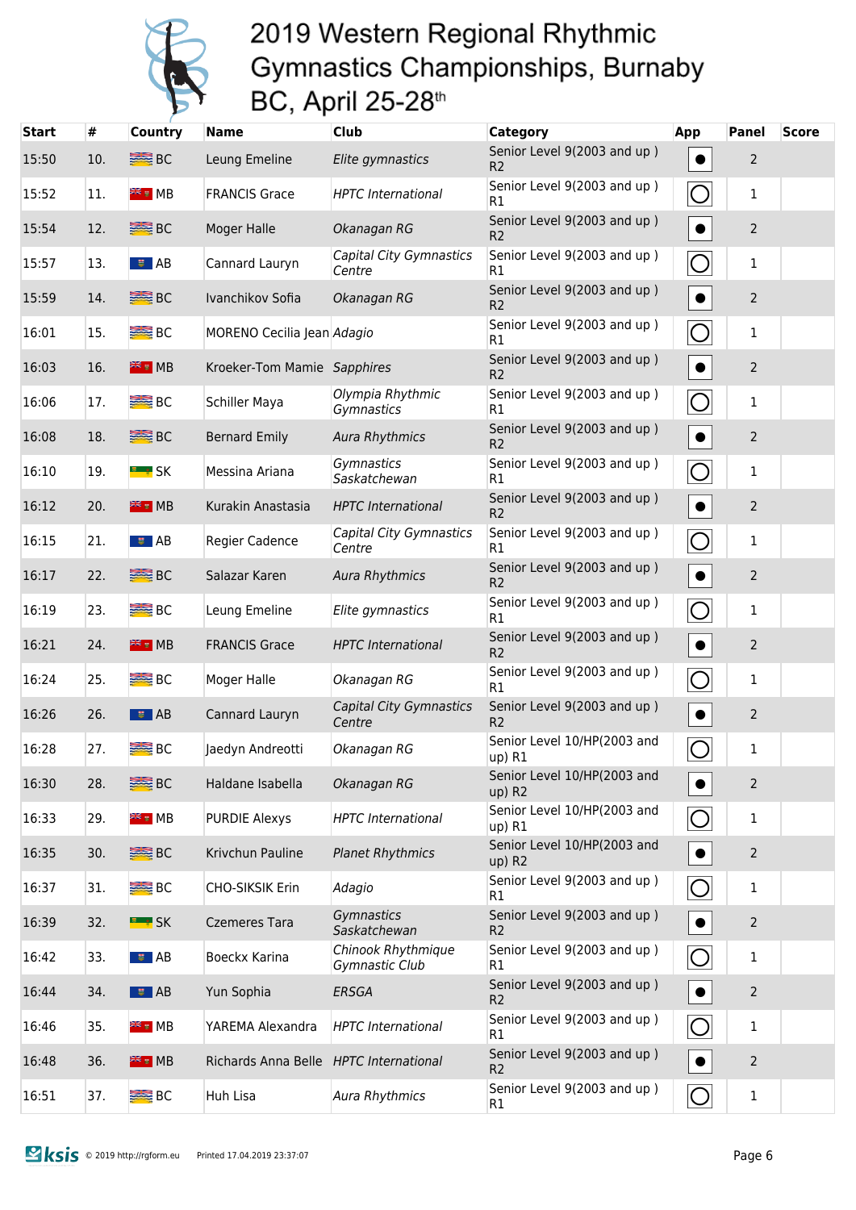# 2019 Western Regional Rhythmic Gymnastics Championships, Burnaby BC, April 25-28th

| Start | # | Country | Name | Club | Category | App | Panel | Score |
|---|---|---|---|---|---|---|---|---|
| 15:50 | 10. | BC | Leung Emeline | *Elite gymnastics* | Senior Level 9(2003 and up ) R2 | ● | 2 | |
| 15:52 | 11. | MB | FRANCIS Grace | *HPTC International* | Senior Level 9(2003 and up ) R1 | ○ | 1 | |
| 15:54 | 12. | BC | Moger Halle | *Okanagan RG* | Senior Level 9(2003 and up ) R2 | ● | 2 | |
| 15:57 | 13. | AB | Cannard Lauryn | *Capital City Gymnastics Centre* | Senior Level 9(2003 and up ) R1 | ○ | 1 | |
| 15:59 | 14. | BC | Ivanchikov Sofia | *Okanagan RG* | Senior Level 9(2003 and up ) R2 | ● | 2 | |
| 16:01 | 15. | BC | MORENO Cecilia Jean | *Adagio* | Senior Level 9(2003 and up ) R1 | ○ | 1 | |
| 16:03 | 16. | MB | Kroeker-Tom Mamie | *Sapphires* | Senior Level 9(2003 and up ) R2 | ● | 2 | |
| 16:06 | 17. | BC | Schiller Maya | *Olympia Rhythmic Gymnastics* | Senior Level 9(2003 and up ) R1 | ○ | 1 | |
| 16:08 | 18. | BC | Bernard Emily | *Aura Rhythmics* | Senior Level 9(2003 and up ) R2 | ● | 2 | |
| 16:10 | 19. | SK | Messina Ariana | *Gymnastics Saskatchewan* | Senior Level 9(2003 and up ) R1 | ○ | 1 | |
| 16:12 | 20. | MB | Kurakin Anastasia | *HPTC International* | Senior Level 9(2003 and up ) R2 | ● | 2 | |
| 16:15 | 21. | AB | Regier Cadence | *Capital City Gymnastics Centre* | Senior Level 9(2003 and up ) R1 | ○ | 1 | |
| 16:17 | 22. | BC | Salazar Karen | *Aura Rhythmics* | Senior Level 9(2003 and up ) R2 | ● | 2 | |
| 16:19 | 23. | BC | Leung Emeline | *Elite gymnastics* | Senior Level 9(2003 and up ) R1 | ○ | 1 | |
| 16:21 | 24. | MB | FRANCIS Grace | *HPTC International* | Senior Level 9(2003 and up ) R2 | ● | 2 | |
| 16:24 | 25. | BC | Moger Halle | *Okanagan RG* | Senior Level 9(2003 and up ) R1 | ○ | 1 | |
| 16:26 | 26. | AB | Cannard Lauryn | *Capital City Gymnastics Centre* | Senior Level 9(2003 and up ) R2 | ● | 2 | |
| 16:28 | 27. | BC | Jaedyn Andreotti | *Okanagan RG* | Senior Level 10/HP(2003 and up) R1 | ○ | 1 | |
| 16:30 | 28. | BC | Haldane Isabella | *Okanagan RG* | Senior Level 10/HP(2003 and up) R2 | ● | 2 | |
| 16:33 | 29. | MB | PURDIE Alexys | *HPTC International* | Senior Level 10/HP(2003 and up) R1 | ○ | 1 | |
| 16:35 | 30. | BC | Krivchun Pauline | *Planet Rhythmics* | Senior Level 10/HP(2003 and up) R2 | ● | 2 | |
| 16:37 | 31. | BC | CHO-SIKSIK Erin | *Adagio* | Senior Level 9(2003 and up ) R1 | ○ | 1 | |
| 16:39 | 32. | SK | Czemeres Tara | *Gymnastics Saskatchewan* | Senior Level 9(2003 and up ) R2 | ● | 2 | |
| 16:42 | 33. | AB | Boeckx Karina | *Chinook Rhythmique Gymnastic Club* | Senior Level 9(2003 and up ) R1 | ○ | 1 | |
| 16:44 | 34. | AB | Yun Sophia | *ERSGA* | Senior Level 9(2003 and up ) R2 | ● | 2 | |
| 16:46 | 35. | MB | YAREMA Alexandra | *HPTC International* | Senior Level 9(2003 and up ) R1 | ○ | 1 | |
| 16:48 | 36. | MB | Richards Anna Belle | *HPTC International* | Senior Level 9(2003 and up ) R2 | ● | 2 | |
| 16:51 | 37. | BC | Huh Lisa | *Aura Rhythmics* | Senior Level 9(2003 and up ) R1 | ○ | 1 | |

© 2019 http://rgform.eu Printed 17.04.2019 23:37:07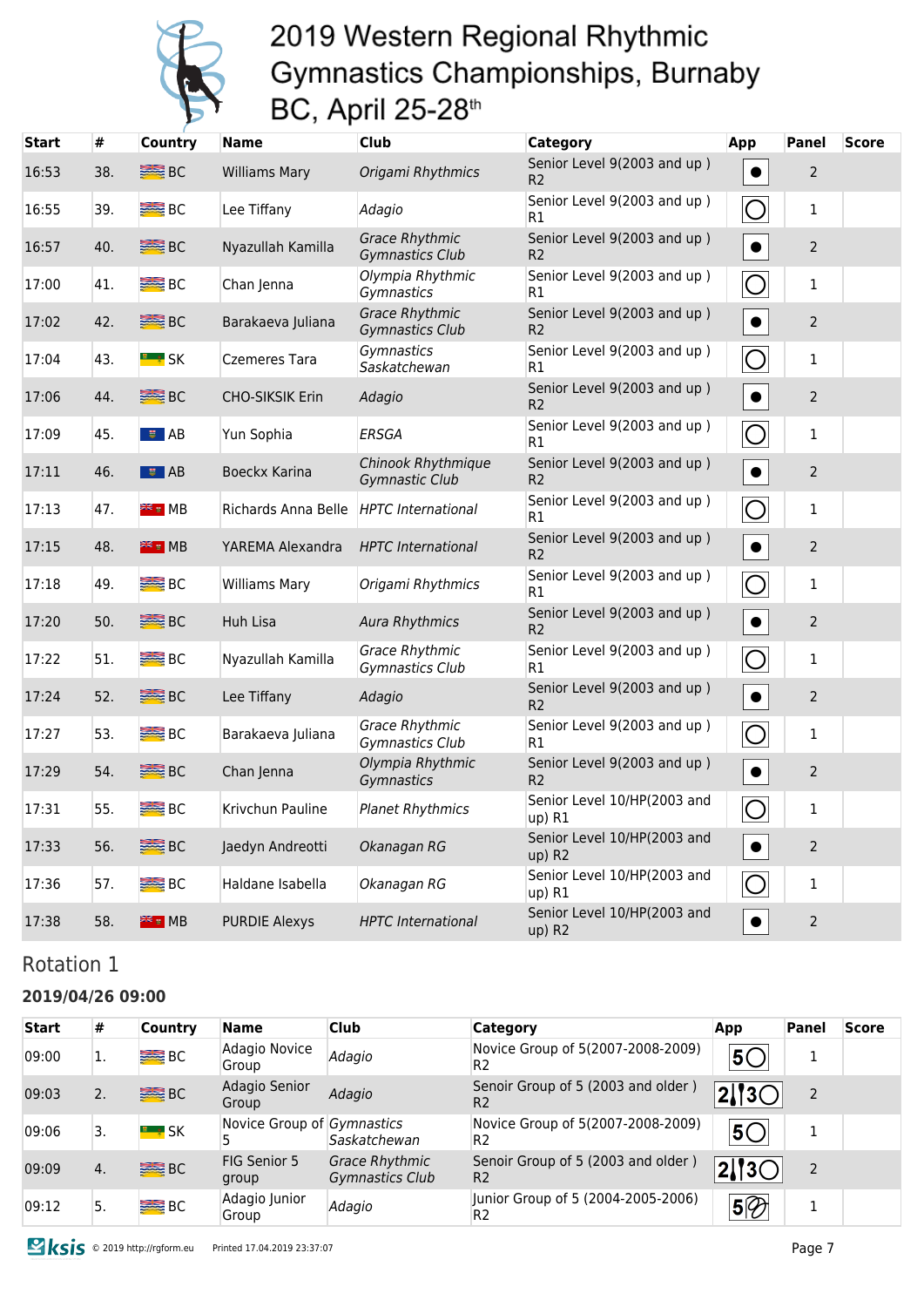# 2019 Western Regional Rhythmic Gymnastics Championships, Burnaby BC, April 25-28th

| Start | # | Country | Name | Club | Category | App | Panel | Score |
|---|---|---|---|---|---|---|---|---|
| 16:53 | 38. | BC | Williams Mary | *Origami Rhythmics* | Senior Level 9(2003 and up ) R2 | ● | 2 | |
| 16:55 | 39. | BC | Lee Tiffany | *Adagio* | Senior Level 9(2003 and up ) R1 | ◯ | 1 | |
| 16:57 | 40. | BC | Nyazullah Kamilla | *Grace Rhythmic Gymnastics Club* | Senior Level 9(2003 and up ) R2 | ● | 2 | |
| 17:00 | 41. | BC | Chan Jenna | *Olympia Rhythmic Gymnastics* | Senior Level 9(2003 and up ) R1 | ◯ | 1 | |
| 17:02 | 42. | BC | Barakaeva Juliana | *Grace Rhythmic Gymnastics Club* | Senior Level 9(2003 and up ) R2 | ● | 2 | |
| 17:04 | 43. | SK | Czemeres Tara | *Gymnastics Saskatchewan* | Senior Level 9(2003 and up ) R1 | ◯ | 1 | |
| 17:06 | 44. | BC | CHO-SIKSIK Erin | *Adagio* | Senior Level 9(2003 and up ) R2 | ● | 2 | |
| 17:09 | 45. | AB | Yun Sophia | *ERSGA* | Senior Level 9(2003 and up ) R1 | ◯ | 1 | |
| 17:11 | 46. | AB | Boeckx Karina | *Chinook Rhythmique Gymnastic Club* | Senior Level 9(2003 and up ) R2 | ● | 2 | |
| 17:13 | 47. | MB | Richards Anna Belle | *HPTC International* | Senior Level 9(2003 and up ) R1 | ◯ | 1 | |
| 17:15 | 48. | MB | YAREMA Alexandra | *HPTC International* | Senior Level 9(2003 and up ) R2 | ● | 2 | |
| 17:18 | 49. | BC | Williams Mary | *Origami Rhythmics* | Senior Level 9(2003 and up ) R1 | ◯ | 1 | |
| 17:20 | 50. | BC | Huh Lisa | *Aura Rhythmics* | Senior Level 9(2003 and up ) R2 | ● | 2 | |
| 17:22 | 51. | BC | Nyazullah Kamilla | *Grace Rhythmic Gymnastics Club* | Senior Level 9(2003 and up ) R1 | ◯ | 1 | |
| 17:24 | 52. | BC | Lee Tiffany | *Adagio* | Senior Level 9(2003 and up ) R2 | ● | 2 | |
| 17:27 | 53. | BC | Barakaeva Juliana | *Grace Rhythmic Gymnastics Club* | Senior Level 9(2003 and up ) R1 | ◯ | 1 | |
| 17:29 | 54. | BC | Chan Jenna | *Olympia Rhythmic Gymnastics* | Senior Level 9(2003 and up ) R2 | ● | 2 | |
| 17:31 | 55. | BC | Krivchun Pauline | *Planet Rhythmics* | Senior Level 10/HP(2003 and up) R1 | ◯ | 1 | |
| 17:33 | 56. | BC | Jaedyn Andreotti | *Okanagan RG* | Senior Level 10/HP(2003 and up) R2 | ● | 2 | |
| 17:36 | 57. | BC | Haldane Isabella | *Okanagan RG* | Senior Level 10/HP(2003 and up) R1 | ◯ | 1 | |
| 17:38 | 58. | MB | PURDIE Alexys | *HPTC International* | Senior Level 10/HP(2003 and up) R2 | ● | 2 | |

## Rotation 1

### 2019/04/26 09:00

| Start | # | Country | Name | Club | Category | App | Panel | Score |
|---|---|---|---|---|---|---|---|---|
| 09:00 | 1. | BC | Adagio Novice Group | *Adagio* | Novice Group of 5(2007-2008-2009) R2 | 5◯ | 1 | |
| 09:03 | 2. | BC | Adagio Senior Group | *Adagio* | Senoir Group of 5 (2003 and older ) R2 | 2 3◯ | 2 | |
| 09:06 | 3. | SK | Novice Group of 5 | *Gymnastics Saskatchewan* | Novice Group of 5(2007-2008-2009) R2 | 5◯ | 1 | |
| 09:09 | 4. | BC | FIG Senior 5 group | *Grace Rhythmic Gymnastics Club* | Senoir Group of 5 (2003 and older ) R2 | 2 3◯ | 2 | |
| 09:12 | 5. | BC | Adagio Junior Group | *Adagio* | Junior Group of 5 (2004-2005-2006) R2 | 5 | 1 | |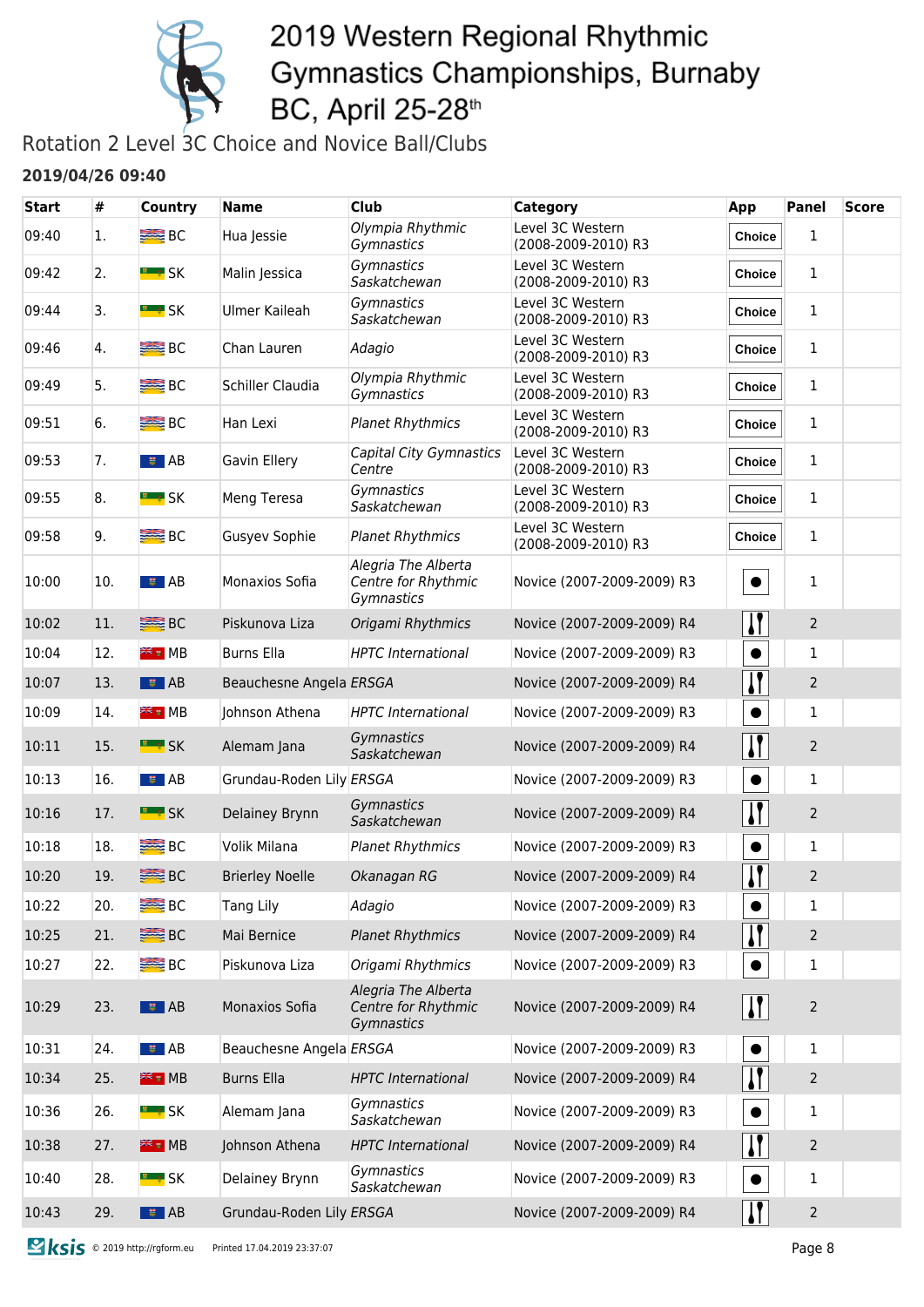# 2019 Western Regional Rhythmic Gymnastics Championships, Burnaby BC, April 25-28th

## Rotation 2 Level 3C Choice and Novice Ball/Clubs

**2019/04/26 09:40**

| Start | # | Country | Name | Club | Category | App | Panel | Score |
|---|---|---|---|---|---|---|---|---|
| 09:40 | 1. | BC | Hua Jessie | *Olympia Rhythmic Gymnastics* | Level 3C Western (2008-2009-2010) R3 | Choice | 1 | |
| 09:42 | 2. | SK | Malin Jessica | *Gymnastics Saskatchewan* | Level 3C Western (2008-2009-2010) R3 | Choice | 1 | |
| 09:44 | 3. | SK | Ulmer Kaileah | *Gymnastics Saskatchewan* | Level 3C Western (2008-2009-2010) R3 | Choice | 1 | |
| 09:46 | 4. | BC | Chan Lauren | *Adagio* | Level 3C Western (2008-2009-2010) R3 | Choice | 1 | |
| 09:49 | 5. | BC | Schiller Claudia | *Olympia Rhythmic Gymnastics* | Level 3C Western (2008-2009-2010) R3 | Choice | 1 | |
| 09:51 | 6. | BC | Han Lexi | *Planet Rhythmics* | Level 3C Western (2008-2009-2010) R3 | Choice | 1 | |
| 09:53 | 7. | AB | Gavin Ellery | *Capital City Gymnastics Centre* | Level 3C Western (2008-2009-2010) R3 | Choice | 1 | |
| 09:55 | 8. | SK | Meng Teresa | *Gymnastics Saskatchewan* | Level 3C Western (2008-2009-2010) R3 | Choice | 1 | |
| 09:58 | 9. | BC | Gusyev Sophie | *Planet Rhythmics* | Level 3C Western (2008-2009-2010) R3 | Choice | 1 | |
| 10:00 | 10. | AB | Monaxios Sofia | *Alegria The Alberta Centre for Rhythmic Gymnastics* | Novice (2007-2009-2009) R3 | Ball | 1 | |
| 10:02 | 11. | BC | Piskunova Liza | *Origami Rhythmics* | Novice (2007-2009-2009) R4 | Clubs | 2 | |
| 10:04 | 12. | MB | Burns Ella | *HPTC International* | Novice (2007-2009-2009) R3 | Ball | 1 | |
| 10:07 | 13. | AB | Beauchesne Angela | *ERSGA* | Novice (2007-2009-2009) R4 | Clubs | 2 | |
| 10:09 | 14. | MB | Johnson Athena | *HPTC International* | Novice (2007-2009-2009) R3 | Ball | 1 | |
| 10:11 | 15. | SK | Alemam Jana | *Gymnastics Saskatchewan* | Novice (2007-2009-2009) R4 | Clubs | 2 | |
| 10:13 | 16. | AB | Grundau-Roden Lily | *ERSGA* | Novice (2007-2009-2009) R3 | Ball | 1 | |
| 10:16 | 17. | SK | Delainey Brynn | *Gymnastics Saskatchewan* | Novice (2007-2009-2009) R4 | Clubs | 2 | |
| 10:18 | 18. | BC | Volik Milana | *Planet Rhythmics* | Novice (2007-2009-2009) R3 | Ball | 1 | |
| 10:20 | 19. | BC | Brierley Noelle | *Okanagan RG* | Novice (2007-2009-2009) R4 | Clubs | 2 | |
| 10:22 | 20. | BC | Tang Lily | *Adagio* | Novice (2007-2009-2009) R3 | Ball | 1 | |
| 10:25 | 21. | BC | Mai Bernice | *Planet Rhythmics* | Novice (2007-2009-2009) R4 | Clubs | 2 | |
| 10:27 | 22. | BC | Piskunova Liza | *Origami Rhythmics* | Novice (2007-2009-2009) R3 | Ball | 1 | |
| 10:29 | 23. | AB | Monaxios Sofia | *Alegria The Alberta Centre for Rhythmic Gymnastics* | Novice (2007-2009-2009) R4 | Clubs | 2 | |
| 10:31 | 24. | AB | Beauchesne Angela | *ERSGA* | Novice (2007-2009-2009) R3 | Ball | 1 | |
| 10:34 | 25. | MB | Burns Ella | *HPTC International* | Novice (2007-2009-2009) R4 | Clubs | 2 | |
| 10:36 | 26. | SK | Alemam Jana | *Gymnastics Saskatchewan* | Novice (2007-2009-2009) R3 | Ball | 1 | |
| 10:38 | 27. | MB | Johnson Athena | *HPTC International* | Novice (2007-2009-2009) R4 | Clubs | 2 | |
| 10:40 | 28. | SK | Delainey Brynn | *Gymnastics Saskatchewan* | Novice (2007-2009-2009) R3 | Ball | 1 | |
| 10:43 | 29. | AB | Grundau-Roden Lily | *ERSGA* | Novice (2007-2009-2009) R4 | Clubs | 2 | |

© 2019 http://rgform.eu   Printed 17.04.2019 23:37:07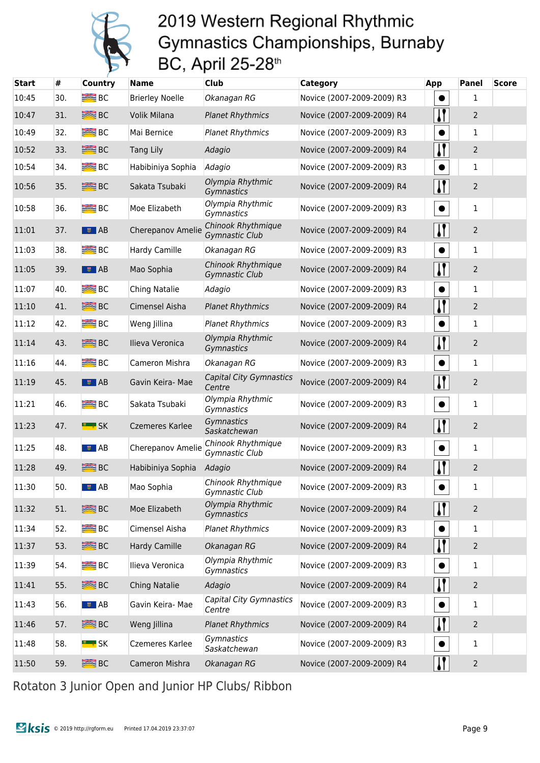# 2019 Western Regional Rhythmic Gymnastics Championships, Burnaby BC, April 25-28th

| Start | # | Country | Name | Club | Category | App | Panel | Score |
|---|---|---|---|---|---|---|---|---|
| 10:45 | 30. | BC | Brierley Noelle | *Okanagan RG* | Novice (2007-2009-2009) R3 | ● | 1 | |
| 10:47 | 31. | BC | Volik Milana | *Planet Rhythmics* | Novice (2007-2009-2009) R4 | Clubs | 2 | |
| 10:49 | 32. | BC | Mai Bernice | *Planet Rhythmics* | Novice (2007-2009-2009) R3 | ● | 1 | |
| 10:52 | 33. | BC | Tang Lily | *Adagio* | Novice (2007-2009-2009) R4 | Clubs | 2 | |
| 10:54 | 34. | BC | Habibiniya Sophia | *Adagio* | Novice (2007-2009-2009) R3 | ● | 1 | |
| 10:56 | 35. | BC | Sakata Tsubaki | *Olympia Rhythmic Gymnastics* | Novice (2007-2009-2009) R4 | Clubs | 2 | |
| 10:58 | 36. | BC | Moe Elizabeth | *Olympia Rhythmic Gymnastics* | Novice (2007-2009-2009) R3 | ● | 1 | |
| 11:01 | 37. | AB | Cherepanov Amelie | *Chinook Rhythmique Gymnastic Club* | Novice (2007-2009-2009) R4 | Clubs | 2 | |
| 11:03 | 38. | BC | Hardy Camille | *Okanagan RG* | Novice (2007-2009-2009) R3 | ● | 1 | |
| 11:05 | 39. | AB | Mao Sophia | *Chinook Rhythmique Gymnastic Club* | Novice (2007-2009-2009) R4 | Clubs | 2 | |
| 11:07 | 40. | BC | Ching Natalie | *Adagio* | Novice (2007-2009-2009) R3 | ● | 1 | |
| 11:10 | 41. | BC | Cimensel Aisha | *Planet Rhythmics* | Novice (2007-2009-2009) R4 | Clubs | 2 | |
| 11:12 | 42. | BC | Weng Jillina | *Planet Rhythmics* | Novice (2007-2009-2009) R3 | ● | 1 | |
| 11:14 | 43. | BC | Ilieva Veronica | *Olympia Rhythmic Gymnastics* | Novice (2007-2009-2009) R4 | Clubs | 2 | |
| 11:16 | 44. | BC | Cameron Mishra | *Okanagan RG* | Novice (2007-2009-2009) R3 | ● | 1 | |
| 11:19 | 45. | AB | Gavin Keira- Mae | *Capital City Gymnastics Centre* | Novice (2007-2009-2009) R4 | Clubs | 2 | |
| 11:21 | 46. | BC | Sakata Tsubaki | *Olympia Rhythmic Gymnastics* | Novice (2007-2009-2009) R3 | ● | 1 | |
| 11:23 | 47. | SK | Czemeres Karlee | *Gymnastics Saskatchewan* | Novice (2007-2009-2009) R4 | Clubs | 2 | |
| 11:25 | 48. | AB | Cherepanov Amelie | *Chinook Rhythmique Gymnastic Club* | Novice (2007-2009-2009) R3 | ● | 1 | |
| 11:28 | 49. | BC | Habibiniya Sophia | *Adagio* | Novice (2007-2009-2009) R4 | Clubs | 2 | |
| 11:30 | 50. | AB | Mao Sophia | *Chinook Rhythmique Gymnastic Club* | Novice (2007-2009-2009) R3 | ● | 1 | |
| 11:32 | 51. | BC | Moe Elizabeth | *Olympia Rhythmic Gymnastics* | Novice (2007-2009-2009) R4 | Clubs | 2 | |
| 11:34 | 52. | BC | Cimensel Aisha | *Planet Rhythmics* | Novice (2007-2009-2009) R3 | ● | 1 | |
| 11:37 | 53. | BC | Hardy Camille | *Okanagan RG* | Novice (2007-2009-2009) R4 | Clubs | 2 | |
| 11:39 | 54. | BC | Ilieva Veronica | *Olympia Rhythmic Gymnastics* | Novice (2007-2009-2009) R3 | ● | 1 | |
| 11:41 | 55. | BC | Ching Natalie | *Adagio* | Novice (2007-2009-2009) R4 | Clubs | 2 | |
| 11:43 | 56. | AB | Gavin Keira- Mae | *Capital City Gymnastics Centre* | Novice (2007-2009-2009) R3 | ● | 1 | |
| 11:46 | 57. | BC | Weng Jillina | *Planet Rhythmics* | Novice (2007-2009-2009) R4 | Clubs | 2 | |
| 11:48 | 58. | SK | Czemeres Karlee | *Gymnastics Saskatchewan* | Novice (2007-2009-2009) R3 | ● | 1 | |
| 11:50 | 59. | BC | Cameron Mishra | *Okanagan RG* | Novice (2007-2009-2009) R4 | Clubs | 2 | |

Rotaton 3 Junior Open and Junior HP Clubs/ Ribbon

© 2019 http://rgform.eu Printed 17.04.2019 23:37:07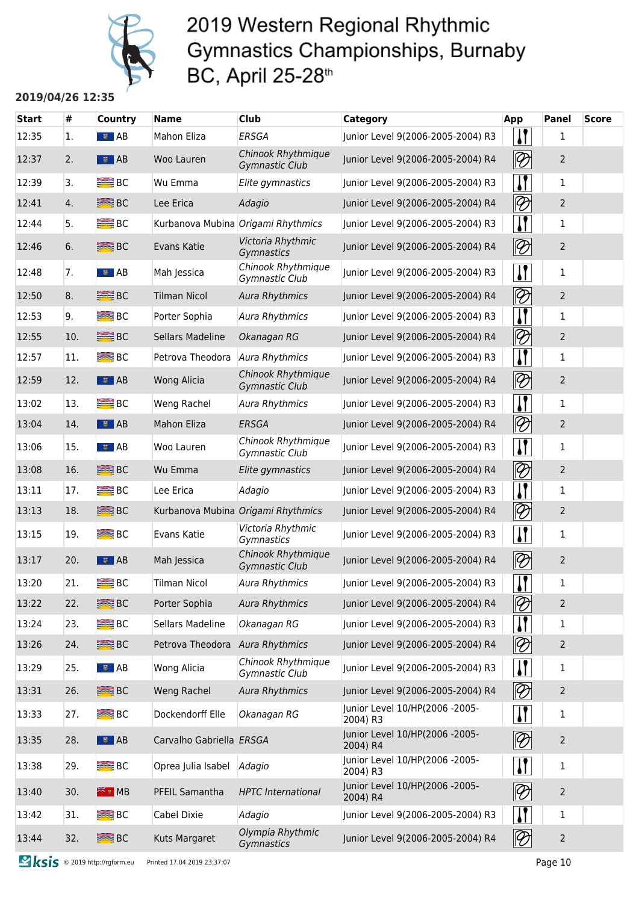# 2019 Western Regional Rhythmic Gymnastics Championships, Burnaby BC, April 25-28th

**2019/04/26 12:35**

| Start | # | Country | Name | Club | Category | App | Panel | Score |
|---|---|---|---|---|---|---|---|---|
| 12:35 | 1. | AB | Mahon Eliza | *ERSGA* | Junior Level 9(2006-2005-2004) R3 | | 1 | |
| 12:37 | 2. | AB | Woo Lauren | *Chinook Rhythmique Gymnastic Club* | Junior Level 9(2006-2005-2004) R4 | | 2 | |
| 12:39 | 3. | BC | Wu Emma | *Elite gymnastics* | Junior Level 9(2006-2005-2004) R3 | | 1 | |
| 12:41 | 4. | BC | Lee Erica | *Adagio* | Junior Level 9(2006-2005-2004) R4 | | 2 | |
| 12:44 | 5. | BC | Kurbanova Mubina | *Origami Rhythmics* | Junior Level 9(2006-2005-2004) R3 | | 1 | |
| 12:46 | 6. | BC | Evans Katie | *Victoria Rhythmic Gymnastics* | Junior Level 9(2006-2005-2004) R4 | | 2 | |
| 12:48 | 7. | AB | Mah Jessica | *Chinook Rhythmique Gymnastic Club* | Junior Level 9(2006-2005-2004) R3 | | 1 | |
| 12:50 | 8. | BC | Tilman Nicol | *Aura Rhythmics* | Junior Level 9(2006-2005-2004) R4 | | 2 | |
| 12:53 | 9. | BC | Porter Sophia | *Aura Rhythmics* | Junior Level 9(2006-2005-2004) R3 | | 1 | |
| 12:55 | 10. | BC | Sellars Madeline | *Okanagan RG* | Junior Level 9(2006-2005-2004) R4 | | 2 | |
| 12:57 | 11. | BC | Petrova Theodora | *Aura Rhythmics* | Junior Level 9(2006-2005-2004) R3 | | 1 | |
| 12:59 | 12. | AB | Wong Alicia | *Chinook Rhythmique Gymnastic Club* | Junior Level 9(2006-2005-2004) R4 | | 2 | |
| 13:02 | 13. | BC | Weng Rachel | *Aura Rhythmics* | Junior Level 9(2006-2005-2004) R3 | | 1 | |
| 13:04 | 14. | AB | Mahon Eliza | *ERSGA* | Junior Level 9(2006-2005-2004) R4 | | 2 | |
| 13:06 | 15. | AB | Woo Lauren | *Chinook Rhythmique Gymnastic Club* | Junior Level 9(2006-2005-2004) R3 | | 1 | |
| 13:08 | 16. | BC | Wu Emma | *Elite gymnastics* | Junior Level 9(2006-2005-2004) R4 | | 2 | |
| 13:11 | 17. | BC | Lee Erica | *Adagio* | Junior Level 9(2006-2005-2004) R3 | | 1 | |
| 13:13 | 18. | BC | Kurbanova Mubina | *Origami Rhythmics* | Junior Level 9(2006-2005-2004) R4 | | 2 | |
| 13:15 | 19. | BC | Evans Katie | *Victoria Rhythmic Gymnastics* | Junior Level 9(2006-2005-2004) R3 | | 1 | |
| 13:17 | 20. | AB | Mah Jessica | *Chinook Rhythmique Gymnastic Club* | Junior Level 9(2006-2005-2004) R4 | | 2 | |
| 13:20 | 21. | BC | Tilman Nicol | *Aura Rhythmics* | Junior Level 9(2006-2005-2004) R3 | | 1 | |
| 13:22 | 22. | BC | Porter Sophia | *Aura Rhythmics* | Junior Level 9(2006-2005-2004) R4 | | 2 | |
| 13:24 | 23. | BC | Sellars Madeline | *Okanagan RG* | Junior Level 9(2006-2005-2004) R3 | | 1 | |
| 13:26 | 24. | BC | Petrova Theodora | *Aura Rhythmics* | Junior Level 9(2006-2005-2004) R4 | | 2 | |
| 13:29 | 25. | AB | Wong Alicia | *Chinook Rhythmique Gymnastic Club* | Junior Level 9(2006-2005-2004) R3 | | 1 | |
| 13:31 | 26. | BC | Weng Rachel | *Aura Rhythmics* | Junior Level 9(2006-2005-2004) R4 | | 2 | |
| 13:33 | 27. | BC | Dockendorff Elle | *Okanagan RG* | Junior Level 10/HP(2006 -2005-2004) R3 | | 1 | |
| 13:35 | 28. | AB | Carvalho Gabriella | *ERSGA* | Junior Level 10/HP(2006 -2005-2004) R4 | | 2 | |
| 13:38 | 29. | BC | Oprea Julia Isabel | *Adagio* | Junior Level 10/HP(2006 -2005-2004) R3 | | 1 | |
| 13:40 | 30. | MB | PFEIL Samantha | *HPTC International* | Junior Level 10/HP(2006 -2005-2004) R4 | | 2 | |
| 13:42 | 31. | BC | Cabel Dixie | *Adagio* | Junior Level 9(2006-2005-2004) R3 | | 1 | |
| 13:44 | 32. | BC | Kuts Margaret | *Olympia Rhythmic Gymnastics* | Junior Level 9(2006-2005-2004) R4 | | 2 | |

© 2019 http://rgform.eu Printed 17.04.2019 23:37:07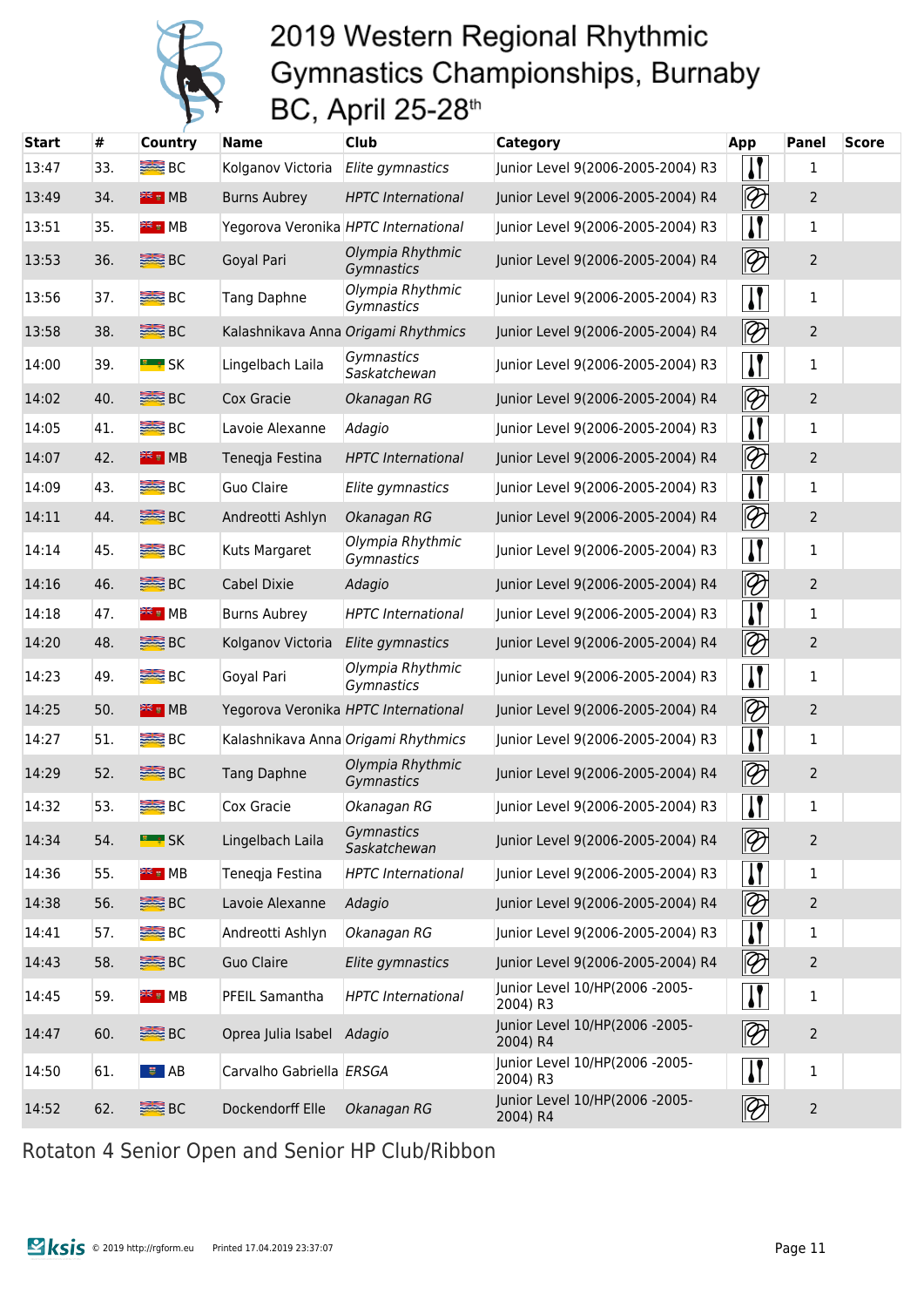# 2019 Western Regional Rhythmic Gymnastics Championships, Burnaby BC, April 25-28th

| Start | # | Country | Name | Club | Category | App | Panel | Score |
|---|---|---|---|---|---|---|---|---|
| 13:47 | 33. | BC | Kolganov Victoria | *Elite gymnastics* | Junior Level 9(2006-2005-2004) R3 | Clubs | 1 | |
| 13:49 | 34. | MB | Burns Aubrey | *HPTC International* | Junior Level 9(2006-2005-2004) R4 | Ribbon | 2 | |
| 13:51 | 35. | MB | Yegorova Veronika | *HPTC International* | Junior Level 9(2006-2005-2004) R3 | Clubs | 1 | |
| 13:53 | 36. | BC | Goyal Pari | *Olympia Rhythmic Gymnastics* | Junior Level 9(2006-2005-2004) R4 | Ribbon | 2 | |
| 13:56 | 37. | BC | Tang Daphne | *Olympia Rhythmic Gymnastics* | Junior Level 9(2006-2005-2004) R3 | Clubs | 1 | |
| 13:58 | 38. | BC | Kalashnikava Anna | *Origami Rhythmics* | Junior Level 9(2006-2005-2004) R4 | Ribbon | 2 | |
| 14:00 | 39. | SK | Lingelbach Laila | *Gymnastics Saskatchewan* | Junior Level 9(2006-2005-2004) R3 | Clubs | 1 | |
| 14:02 | 40. | BC | Cox Gracie | *Okanagan RG* | Junior Level 9(2006-2005-2004) R4 | Ribbon | 2 | |
| 14:05 | 41. | BC | Lavoie Alexanne | *Adagio* | Junior Level 9(2006-2005-2004) R3 | Clubs | 1 | |
| 14:07 | 42. | MB | Teneqja Festina | *HPTC International* | Junior Level 9(2006-2005-2004) R4 | Ribbon | 2 | |
| 14:09 | 43. | BC | Guo Claire | *Elite gymnastics* | Junior Level 9(2006-2005-2004) R3 | Clubs | 1 | |
| 14:11 | 44. | BC | Andreotti Ashlyn | *Okanagan RG* | Junior Level 9(2006-2005-2004) R4 | Ribbon | 2 | |
| 14:14 | 45. | BC | Kuts Margaret | *Olympia Rhythmic Gymnastics* | Junior Level 9(2006-2005-2004) R3 | Clubs | 1 | |
| 14:16 | 46. | BC | Cabel Dixie | *Adagio* | Junior Level 9(2006-2005-2004) R4 | Ribbon | 2 | |
| 14:18 | 47. | MB | Burns Aubrey | *HPTC International* | Junior Level 9(2006-2005-2004) R3 | Clubs | 1 | |
| 14:20 | 48. | BC | Kolganov Victoria | *Elite gymnastics* | Junior Level 9(2006-2005-2004) R4 | Ribbon | 2 | |
| 14:23 | 49. | BC | Goyal Pari | *Olympia Rhythmic Gymnastics* | Junior Level 9(2006-2005-2004) R3 | Clubs | 1 | |
| 14:25 | 50. | MB | Yegorova Veronika | *HPTC International* | Junior Level 9(2006-2005-2004) R4 | Ribbon | 2 | |
| 14:27 | 51. | BC | Kalashnikava Anna | *Origami Rhythmics* | Junior Level 9(2006-2005-2004) R3 | Clubs | 1 | |
| 14:29 | 52. | BC | Tang Daphne | *Olympia Rhythmic Gymnastics* | Junior Level 9(2006-2005-2004) R4 | Ribbon | 2 | |
| 14:32 | 53. | BC | Cox Gracie | *Okanagan RG* | Junior Level 9(2006-2005-2004) R3 | Clubs | 1 | |
| 14:34 | 54. | SK | Lingelbach Laila | *Gymnastics Saskatchewan* | Junior Level 9(2006-2005-2004) R4 | Ribbon | 2 | |
| 14:36 | 55. | MB | Teneqja Festina | *HPTC International* | Junior Level 9(2006-2005-2004) R3 | Clubs | 1 | |
| 14:38 | 56. | BC | Lavoie Alexanne | *Adagio* | Junior Level 9(2006-2005-2004) R4 | Ribbon | 2 | |
| 14:41 | 57. | BC | Andreotti Ashlyn | *Okanagan RG* | Junior Level 9(2006-2005-2004) R3 | Clubs | 1 | |
| 14:43 | 58. | BC | Guo Claire | *Elite gymnastics* | Junior Level 9(2006-2005-2004) R4 | Ribbon | 2 | |
| 14:45 | 59. | MB | PFEIL Samantha | *HPTC International* | Junior Level 10/HP(2006 -2005-2004) R3 | Clubs | 1 | |
| 14:47 | 60. | BC | Oprea Julia Isabel | *Adagio* | Junior Level 10/HP(2006 -2005-2004) R4 | Ribbon | 2 | |
| 14:50 | 61. | AB | Carvalho Gabriella | *ERSGA* | Junior Level 10/HP(2006 -2005-2004) R3 | Clubs | 1 | |
| 14:52 | 62. | BC | Dockendorff Elle | *Okanagan RG* | Junior Level 10/HP(2006 -2005-2004) R4 | Ribbon | 2 | |

Rotaton 4 Senior Open and Senior HP Club/Ribbon

© 2019 http://rgform.eu Printed 17.04.2019 23:37:07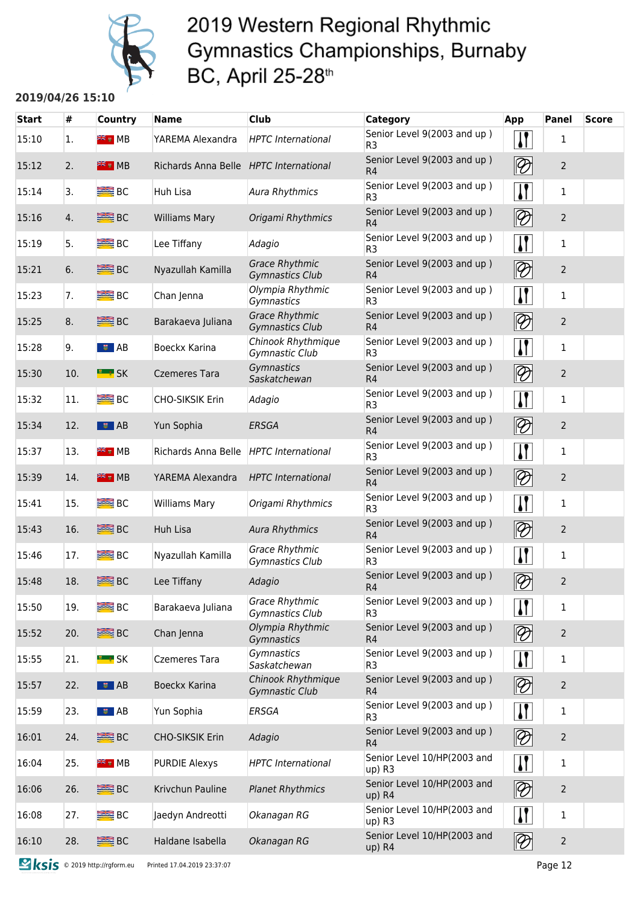# 2019 Western Regional Rhythmic Gymnastics Championships, Burnaby BC, April 25-28th

**2019/04/26 15:10**

| Start | # | Country | Name | Club | Category | App | Panel | Score |
|---|---|---|---|---|---|---|---|---|
| 15:10 | 1. | MB | YAREMA Alexandra | *HPTC International* | Senior Level 9(2003 and up ) R3 | | 1 | |
| 15:12 | 2. | MB | Richards Anna Belle | *HPTC International* | Senior Level 9(2003 and up ) R4 | | 2 | |
| 15:14 | 3. | BC | Huh Lisa | *Aura Rhythmics* | Senior Level 9(2003 and up ) R3 | | 1 | |
| 15:16 | 4. | BC | Williams Mary | *Origami Rhythmics* | Senior Level 9(2003 and up ) R4 | | 2 | |
| 15:19 | 5. | BC | Lee Tiffany | *Adagio* | Senior Level 9(2003 and up ) R3 | | 1 | |
| 15:21 | 6. | BC | Nyazullah Kamilla | *Grace Rhythmic Gymnastics Club* | Senior Level 9(2003 and up ) R4 | | 2 | |
| 15:23 | 7. | BC | Chan Jenna | *Olympia Rhythmic Gymnastics* | Senior Level 9(2003 and up ) R3 | | 1 | |
| 15:25 | 8. | BC | Barakaeva Juliana | *Grace Rhythmic Gymnastics Club* | Senior Level 9(2003 and up ) R4 | | 2 | |
| 15:28 | 9. | AB | Boeckx Karina | *Chinook Rhythmique Gymnastic Club* | Senior Level 9(2003 and up ) R3 | | 1 | |
| 15:30 | 10. | SK | Czemeres Tara | *Gymnastics Saskatchewan* | Senior Level 9(2003 and up ) R4 | | 2 | |
| 15:32 | 11. | BC | CHO-SIKSIK Erin | *Adagio* | Senior Level 9(2003 and up ) R3 | | 1 | |
| 15:34 | 12. | AB | Yun Sophia | *ERSGA* | Senior Level 9(2003 and up ) R4 | | 2 | |
| 15:37 | 13. | MB | Richards Anna Belle | *HPTC International* | Senior Level 9(2003 and up ) R3 | | 1 | |
| 15:39 | 14. | MB | YAREMA Alexandra | *HPTC International* | Senior Level 9(2003 and up ) R4 | | 2 | |
| 15:41 | 15. | BC | Williams Mary | *Origami Rhythmics* | Senior Level 9(2003 and up ) R3 | | 1 | |
| 15:43 | 16. | BC | Huh Lisa | *Aura Rhythmics* | Senior Level 9(2003 and up ) R4 | | 2 | |
| 15:46 | 17. | BC | Nyazullah Kamilla | *Grace Rhythmic Gymnastics Club* | Senior Level 9(2003 and up ) R3 | | 1 | |
| 15:48 | 18. | BC | Lee Tiffany | *Adagio* | Senior Level 9(2003 and up ) R4 | | 2 | |
| 15:50 | 19. | BC | Barakaeva Juliana | *Grace Rhythmic Gymnastics Club* | Senior Level 9(2003 and up ) R3 | | 1 | |
| 15:52 | 20. | BC | Chan Jenna | *Olympia Rhythmic Gymnastics* | Senior Level 9(2003 and up ) R4 | | 2 | |
| 15:55 | 21. | SK | Czemeres Tara | *Gymnastics Saskatchewan* | Senior Level 9(2003 and up ) R3 | | 1 | |
| 15:57 | 22. | AB | Boeckx Karina | *Chinook Rhythmique Gymnastic Club* | Senior Level 9(2003 and up ) R4 | | 2 | |
| 15:59 | 23. | AB | Yun Sophia | *ERSGA* | Senior Level 9(2003 and up ) R3 | | 1 | |
| 16:01 | 24. | BC | CHO-SIKSIK Erin | *Adagio* | Senior Level 9(2003 and up ) R4 | | 2 | |
| 16:04 | 25. | MB | PURDIE Alexys | *HPTC International* | Senior Level 10/HP(2003 and up) R3 | | 1 | |
| 16:06 | 26. | BC | Krivchun Pauline | *Planet Rhythmics* | Senior Level 10/HP(2003 and up) R4 | | 2 | |
| 16:08 | 27. | BC | Jaedyn Andreotti | *Okanagan RG* | Senior Level 10/HP(2003 and up) R3 | | 1 | |
| 16:10 | 28. | BC | Haldane Isabella | *Okanagan RG* | Senior Level 10/HP(2003 and up) R4 | | 2 | |

© 2019 http://rgform.eu Printed 17.04.2019 23:37:07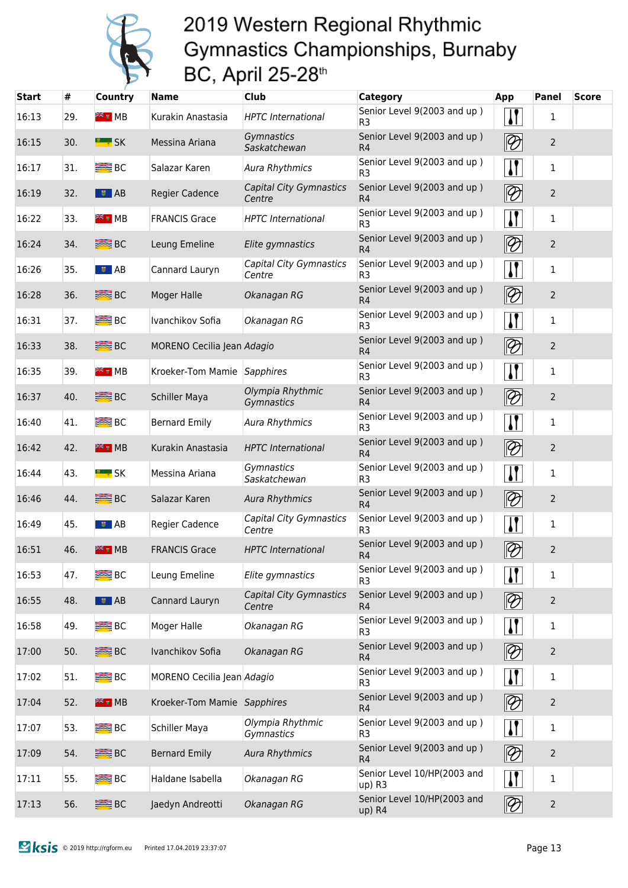# 2019 Western Regional Rhythmic Gymnastics Championships, Burnaby BC, April 25-28th

| Start | # | Country | Name | Club | Category | App | Panel | Score |
|---|---|---|---|---|---|---|---|---|
| 16:13 | 29. | MB | Kurakin Anastasia | *HPTC International* | Senior Level 9(2003 and up ) R3 | | 1 | |
| 16:15 | 30. | SK | Messina Ariana | *Gymnastics Saskatchewan* | Senior Level 9(2003 and up ) R4 | | 2 | |
| 16:17 | 31. | BC | Salazar Karen | *Aura Rhythmics* | Senior Level 9(2003 and up ) R3 | | 1 | |
| 16:19 | 32. | AB | Regier Cadence | *Capital City Gymnastics Centre* | Senior Level 9(2003 and up ) R4 | | 2 | |
| 16:22 | 33. | MB | FRANCIS Grace | *HPTC International* | Senior Level 9(2003 and up ) R3 | | 1 | |
| 16:24 | 34. | BC | Leung Emeline | *Elite gymnastics* | Senior Level 9(2003 and up ) R4 | | 2 | |
| 16:26 | 35. | AB | Cannard Lauryn | *Capital City Gymnastics Centre* | Senior Level 9(2003 and up ) R3 | | 1 | |
| 16:28 | 36. | BC | Moger Halle | *Okanagan RG* | Senior Level 9(2003 and up ) R4 | | 2 | |
| 16:31 | 37. | BC | Ivanchikov Sofia | *Okanagan RG* | Senior Level 9(2003 and up ) R3 | | 1 | |
| 16:33 | 38. | BC | MORENO Cecilia Jean | *Adagio* | Senior Level 9(2003 and up ) R4 | | 2 | |
| 16:35 | 39. | MB | Kroeker-Tom Mamie | *Sapphires* | Senior Level 9(2003 and up ) R3 | | 1 | |
| 16:37 | 40. | BC | Schiller Maya | *Olympia Rhythmic Gymnastics* | Senior Level 9(2003 and up ) R4 | | 2 | |
| 16:40 | 41. | BC | Bernard Emily | *Aura Rhythmics* | Senior Level 9(2003 and up ) R3 | | 1 | |
| 16:42 | 42. | MB | Kurakin Anastasia | *HPTC International* | Senior Level 9(2003 and up ) R4 | | 2 | |
| 16:44 | 43. | SK | Messina Ariana | *Gymnastics Saskatchewan* | Senior Level 9(2003 and up ) R3 | | 1 | |
| 16:46 | 44. | BC | Salazar Karen | *Aura Rhythmics* | Senior Level 9(2003 and up ) R4 | | 2 | |
| 16:49 | 45. | AB | Regier Cadence | *Capital City Gymnastics Centre* | Senior Level 9(2003 and up ) R3 | | 1 | |
| 16:51 | 46. | MB | FRANCIS Grace | *HPTC International* | Senior Level 9(2003 and up ) R4 | | 2 | |
| 16:53 | 47. | BC | Leung Emeline | *Elite gymnastics* | Senior Level 9(2003 and up ) R3 | | 1 | |
| 16:55 | 48. | AB | Cannard Lauryn | *Capital City Gymnastics Centre* | Senior Level 9(2003 and up ) R4 | | 2 | |
| 16:58 | 49. | BC | Moger Halle | *Okanagan RG* | Senior Level 9(2003 and up ) R3 | | 1 | |
| 17:00 | 50. | BC | Ivanchikov Sofia | *Okanagan RG* | Senior Level 9(2003 and up ) R4 | | 2 | |
| 17:02 | 51. | BC | MORENO Cecilia Jean | *Adagio* | Senior Level 9(2003 and up ) R3 | | 1 | |
| 17:04 | 52. | MB | Kroeker-Tom Mamie | *Sapphires* | Senior Level 9(2003 and up ) R4 | | 2 | |
| 17:07 | 53. | BC | Schiller Maya | *Olympia Rhythmic Gymnastics* | Senior Level 9(2003 and up ) R3 | | 1 | |
| 17:09 | 54. | BC | Bernard Emily | *Aura Rhythmics* | Senior Level 9(2003 and up ) R4 | | 2 | |
| 17:11 | 55. | BC | Haldane Isabella | *Okanagan RG* | Senior Level 10/HP(2003 and up) R3 | | 1 | |
| 17:13 | 56. | BC | Jaedyn Andreotti | *Okanagan RG* | Senior Level 10/HP(2003 and up) R4 | | 2 | |

© 2019 http://rgform.eu Printed 17.04.2019 23:37:07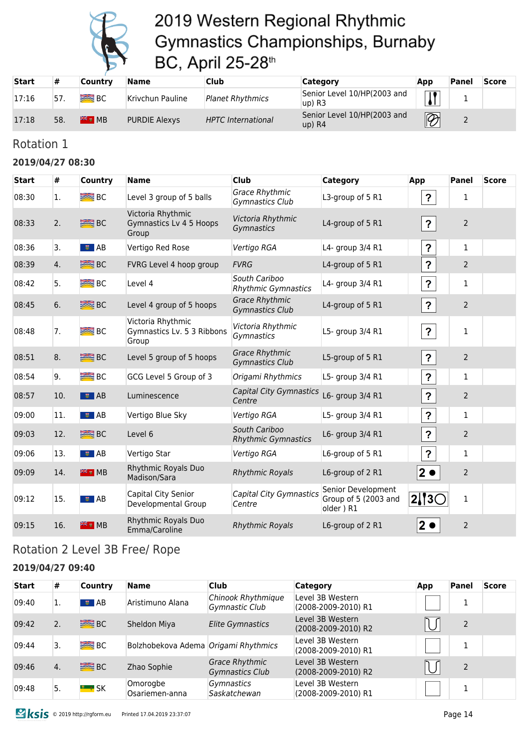# 2019 Western Regional Rhythmic Gymnastics Championships, Burnaby BC, April 25-28th

| Start | # | Country | Name | Club | Category | App | Panel | Score |
|---|---|---|---|---|---|---|---|---|
| 17:16 | 57. | BC | Krivchun Pauline | *Planet Rhythmics* | Senior Level 10/HP(2003 and up) R3 | | 1 | |
| 17:18 | 58. | MB | PURDIE Alexys | *HPTC International* | Senior Level 10/HP(2003 and up) R4 | | 2 | |

## Rotation 1

### 2019/04/27 08:30

| Start | # | Country | Name | Club | Category | App | Panel | Score |
|---|---|---|---|---|---|---|---|---|
| 08:30 | 1. | BC | Level 3 group of 5 balls | *Grace Rhythmic Gymnastics Club* | L3-group of 5 R1 | ? | 1 | |
| 08:33 | 2. | BC | Victoria Rhythmic Gymnastics Lv 4 5 Hoops Group | *Victoria Rhythmic Gymnastics* | L4-group of 5 R1 | ? | 2 | |
| 08:36 | 3. | AB | Vertigo Red Rose | *Vertigo RGA* | L4- group 3/4 R1 | ? | 1 | |
| 08:39 | 4. | BC | FVRG Level 4 hoop group | *FVRG* | L4-group of 5 R1 | ? | 2 | |
| 08:42 | 5. | BC | Level 4 | *South Cariboo Rhythmic Gymnastics* | L4- group 3/4 R1 | ? | 1 | |
| 08:45 | 6. | BC | Level 4 group of 5 hoops | *Grace Rhythmic Gymnastics Club* | L4-group of 5 R1 | ? | 2 | |
| 08:48 | 7. | BC | Victoria Rhythmic Gymnastics Lv. 5 3 Ribbons Group | *Victoria Rhythmic Gymnastics* | L5- group 3/4 R1 | ? | 1 | |
| 08:51 | 8. | BC | Level 5 group of 5 hoops | *Grace Rhythmic Gymnastics Club* | L5-group of 5 R1 | ? | 2 | |
| 08:54 | 9. | BC | GCG Level 5 Group of 3 | *Origami Rhythmics* | L5- group 3/4 R1 | ? | 1 | |
| 08:57 | 10. | AB | Luminescence | *Capital City Gymnastics Centre* | L6- group 3/4 R1 | ? | 2 | |
| 09:00 | 11. | AB | Vertigo Blue Sky | *Vertigo RGA* | L5- group 3/4 R1 | ? | 1 | |
| 09:03 | 12. | BC | Level 6 | *South Cariboo Rhythmic Gymnastics* | L6- group 3/4 R1 | ? | 2 | |
| 09:06 | 13. | AB | Vertigo Star | *Vertigo RGA* | L6-group of 5 R1 | ? | 1 | |
| 09:09 | 14. | MB | Rhythmic Royals Duo Madison/Sara | *Rhythmic Royals* | L6-group of 2 R1 | 2 | 2 | |
| 09:12 | 15. | AB | Capital City Senior Developmental Group | *Capital City Gymnastics Centre* | Senior Development Group of 5 (2003 and older ) R1 | 2 3 | 1 | |
| 09:15 | 16. | MB | Rhythmic Royals Duo Emma/Caroline | *Rhythmic Royals* | L6-group of 2 R1 | 2 | 2 | |

## Rotation 2 Level 3B Free/ Rope

### 2019/04/27 09:40

| Start | # | Country | Name | Club | Category | App | Panel | Score |
|---|---|---|---|---|---|---|---|---|
| 09:40 | 1. | AB | Aristimuno Alana | *Chinook Rhythmique Gymnastic Club* | Level 3B Western (2008-2009-2010) R1 | | 1 | |
| 09:42 | 2. | BC | Sheldon Miya | *Elite Gymnastics* | Level 3B Western (2008-2009-2010) R2 | | 2 | |
| 09:44 | 3. | BC | Bolzhobekova Adema | *Origami Rhythmics* | Level 3B Western (2008-2009-2010) R1 | | 1 | |
| 09:46 | 4. | BC | Zhao Sophie | *Grace Rhythmic Gymnastics Club* | Level 3B Western (2008-2009-2010) R2 | | 2 | |
| 09:48 | 5. | SK | Omorogbe Osariemen-anna | *Gymnastics Saskatchewan* | Level 3B Western (2008-2009-2010) R1 | | 1 | |

© 2019 http://rgform.eu Printed 17.04.2019 23:37:07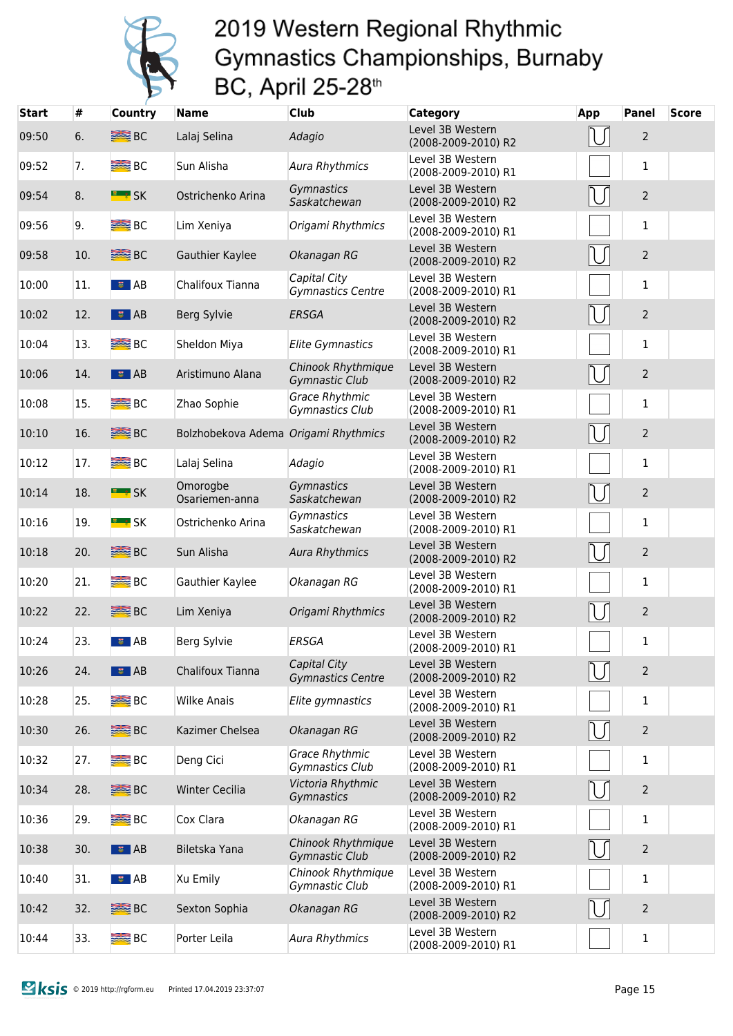# 2019 Western Regional Rhythmic Gymnastics Championships, Burnaby BC, April 25-28th

| Start | # | Country | Name | Club | Category | App | Panel | Score |
|---|---|---|---|---|---|---|---|---|
| 09:50 | 6. | BC | Lalaj Selina | *Adagio* | Level 3B Western (2008-2009-2010) R2 | | 2 | |
| 09:52 | 7. | BC | Sun Alisha | *Aura Rhythmics* | Level 3B Western (2008-2009-2010) R1 | | 1 | |
| 09:54 | 8. | SK | Ostrichenko Arina | *Gymnastics Saskatchewan* | Level 3B Western (2008-2009-2010) R2 | | 2 | |
| 09:56 | 9. | BC | Lim Xeniya | *Origami Rhythmics* | Level 3B Western (2008-2009-2010) R1 | | 1 | |
| 09:58 | 10. | BC | Gauthier Kaylee | *Okanagan RG* | Level 3B Western (2008-2009-2010) R2 | | 2 | |
| 10:00 | 11. | AB | Chalifoux Tianna | *Capital City Gymnastics Centre* | Level 3B Western (2008-2009-2010) R1 | | 1 | |
| 10:02 | 12. | AB | Berg Sylvie | *ERSGA* | Level 3B Western (2008-2009-2010) R2 | | 2 | |
| 10:04 | 13. | BC | Sheldon Miya | *Elite Gymnastics* | Level 3B Western (2008-2009-2010) R1 | | 1 | |
| 10:06 | 14. | AB | Aristimuno Alana | *Chinook Rhythmique Gymnastic Club* | Level 3B Western (2008-2009-2010) R2 | | 2 | |
| 10:08 | 15. | BC | Zhao Sophie | *Grace Rhythmic Gymnastics Club* | Level 3B Western (2008-2009-2010) R1 | | 1 | |
| 10:10 | 16. | BC | Bolzhobekova Adema | *Origami Rhythmics* | Level 3B Western (2008-2009-2010) R2 | | 2 | |
| 10:12 | 17. | BC | Lalaj Selina | *Adagio* | Level 3B Western (2008-2009-2010) R1 | | 1 | |
| 10:14 | 18. | SK | Omorogbe Osariemen-anna | *Gymnastics Saskatchewan* | Level 3B Western (2008-2009-2010) R2 | | 2 | |
| 10:16 | 19. | SK | Ostrichenko Arina | *Gymnastics Saskatchewan* | Level 3B Western (2008-2009-2010) R1 | | 1 | |
| 10:18 | 20. | BC | Sun Alisha | *Aura Rhythmics* | Level 3B Western (2008-2009-2010) R2 | | 2 | |
| 10:20 | 21. | BC | Gauthier Kaylee | *Okanagan RG* | Level 3B Western (2008-2009-2010) R1 | | 1 | |
| 10:22 | 22. | BC | Lim Xeniya | *Origami Rhythmics* | Level 3B Western (2008-2009-2010) R2 | | 2 | |
| 10:24 | 23. | AB | Berg Sylvie | *ERSGA* | Level 3B Western (2008-2009-2010) R1 | | 1 | |
| 10:26 | 24. | AB | Chalifoux Tianna | *Capital City Gymnastics Centre* | Level 3B Western (2008-2009-2010) R2 | | 2 | |
| 10:28 | 25. | BC | Wilke Anais | *Elite gymnastics* | Level 3B Western (2008-2009-2010) R1 | | 1 | |
| 10:30 | 26. | BC | Kazimer Chelsea | *Okanagan RG* | Level 3B Western (2008-2009-2010) R2 | | 2 | |
| 10:32 | 27. | BC | Deng Cici | *Grace Rhythmic Gymnastics Club* | Level 3B Western (2008-2009-2010) R1 | | 1 | |
| 10:34 | 28. | BC | Winter Cecilia | *Victoria Rhythmic Gymnastics* | Level 3B Western (2008-2009-2010) R2 | | 2 | |
| 10:36 | 29. | BC | Cox Clara | *Okanagan RG* | Level 3B Western (2008-2009-2010) R1 | | 1 | |
| 10:38 | 30. | AB | Biletska Yana | *Chinook Rhythmique Gymnastic Club* | Level 3B Western (2008-2009-2010) R2 | | 2 | |
| 10:40 | 31. | AB | Xu Emily | *Chinook Rhythmique Gymnastic Club* | Level 3B Western (2008-2009-2010) R1 | | 1 | |
| 10:42 | 32. | BC | Sexton Sophia | *Okanagan RG* | Level 3B Western (2008-2009-2010) R2 | | 2 | |
| 10:44 | 33. | BC | Porter Leila | *Aura Rhythmics* | Level 3B Western (2008-2009-2010) R1 | | 1 | |

© 2019 http://rgform.eu Printed 17.04.2019 23:37:07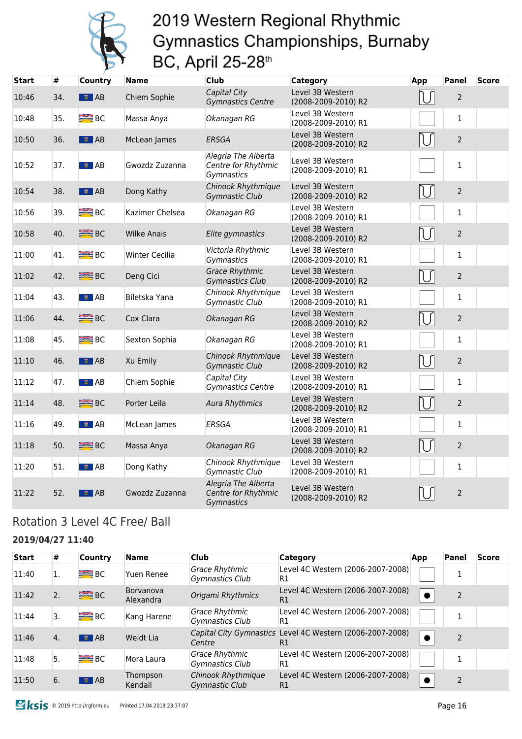# 2019 Western Regional Rhythmic Gymnastics Championships, Burnaby BC, April 25-28th

| Start | # | Country | Name | Club | Category | App | Panel | Score |
|---|---|---|---|---|---|---|---|---|
| 10:46 | 34. | AB | Chiem Sophie | *Capital City Gymnastics Centre* | Level 3B Western (2008-2009-2010) R2 | | 2 | |
| 10:48 | 35. | BC | Massa Anya | *Okanagan RG* | Level 3B Western (2008-2009-2010) R1 | | 1 | |
| 10:50 | 36. | AB | McLean James | *ERSGA* | Level 3B Western (2008-2009-2010) R2 | | 2 | |
| 10:52 | 37. | AB | Gwozdz Zuzanna | *Alegria The Alberta Centre for Rhythmic Gymnastics* | Level 3B Western (2008-2009-2010) R1 | | 1 | |
| 10:54 | 38. | AB | Dong Kathy | *Chinook Rhythmique Gymnastic Club* | Level 3B Western (2008-2009-2010) R2 | | 2 | |
| 10:56 | 39. | BC | Kazimer Chelsea | *Okanagan RG* | Level 3B Western (2008-2009-2010) R1 | | 1 | |
| 10:58 | 40. | BC | Wilke Anais | *Elite gymnastics* | Level 3B Western (2008-2009-2010) R2 | | 2 | |
| 11:00 | 41. | BC | Winter Cecilia | *Victoria Rhythmic Gymnastics* | Level 3B Western (2008-2009-2010) R1 | | 1 | |
| 11:02 | 42. | BC | Deng Cici | *Grace Rhythmic Gymnastics Club* | Level 3B Western (2008-2009-2010) R2 | | 2 | |
| 11:04 | 43. | AB | Biletska Yana | *Chinook Rhythmique Gymnastic Club* | Level 3B Western (2008-2009-2010) R1 | | 1 | |
| 11:06 | 44. | BC | Cox Clara | *Okanagan RG* | Level 3B Western (2008-2009-2010) R2 | | 2 | |
| 11:08 | 45. | BC | Sexton Sophia | *Okanagan RG* | Level 3B Western (2008-2009-2010) R1 | | 1 | |
| 11:10 | 46. | AB | Xu Emily | *Chinook Rhythmique Gymnastic Club* | Level 3B Western (2008-2009-2010) R2 | | 2 | |
| 11:12 | 47. | AB | Chiem Sophie | *Capital City Gymnastics Centre* | Level 3B Western (2008-2009-2010) R1 | | 1 | |
| 11:14 | 48. | BC | Porter Leila | *Aura Rhythmics* | Level 3B Western (2008-2009-2010) R2 | | 2 | |
| 11:16 | 49. | AB | McLean James | *ERSGA* | Level 3B Western (2008-2009-2010) R1 | | 1 | |
| 11:18 | 50. | BC | Massa Anya | *Okanagan RG* | Level 3B Western (2008-2009-2010) R2 | | 2 | |
| 11:20 | 51. | AB | Dong Kathy | *Chinook Rhythmique Gymnastic Club* | Level 3B Western (2008-2009-2010) R1 | | 1 | |
| 11:22 | 52. | AB | Gwozdz Zuzanna | *Alegria The Alberta Centre for Rhythmic Gymnastics* | Level 3B Western (2008-2009-2010) R2 | | 2 | |

## Rotation 3 Level 4C Free/ Ball

### 2019/04/27 11:40

| Start | # | Country | Name | Club | Category | App | Panel | Score |
|---|---|---|---|---|---|---|---|---|
| 11:40 | 1. | BC | Yuen Renee | *Grace Rhythmic Gymnastics Club* | Level 4C Western (2006-2007-2008) R1 | | 1 | |
| 11:42 | 2. | BC | Borvanova Alexandra | *Origami Rhythmics* | Level 4C Western (2006-2007-2008) R1 | | 2 | |
| 11:44 | 3. | BC | Kang Harene | *Grace Rhythmic Gymnastics Club* | Level 4C Western (2006-2007-2008) R1 | | 1 | |
| 11:46 | 4. | AB | Weidt Lia | *Capital City Gymnastics Centre* | Level 4C Western (2006-2007-2008) R1 | | 2 | |
| 11:48 | 5. | BC | Mora Laura | *Grace Rhythmic Gymnastics Club* | Level 4C Western (2006-2007-2008) R1 | | 1 | |
| 11:50 | 6. | AB | Thompson Kendall | *Chinook Rhythmique Gymnastic Club* | Level 4C Western (2006-2007-2008) R1 | | 2 | |

© 2019 http://rgform.eu Printed 17.04.2019 23:37:07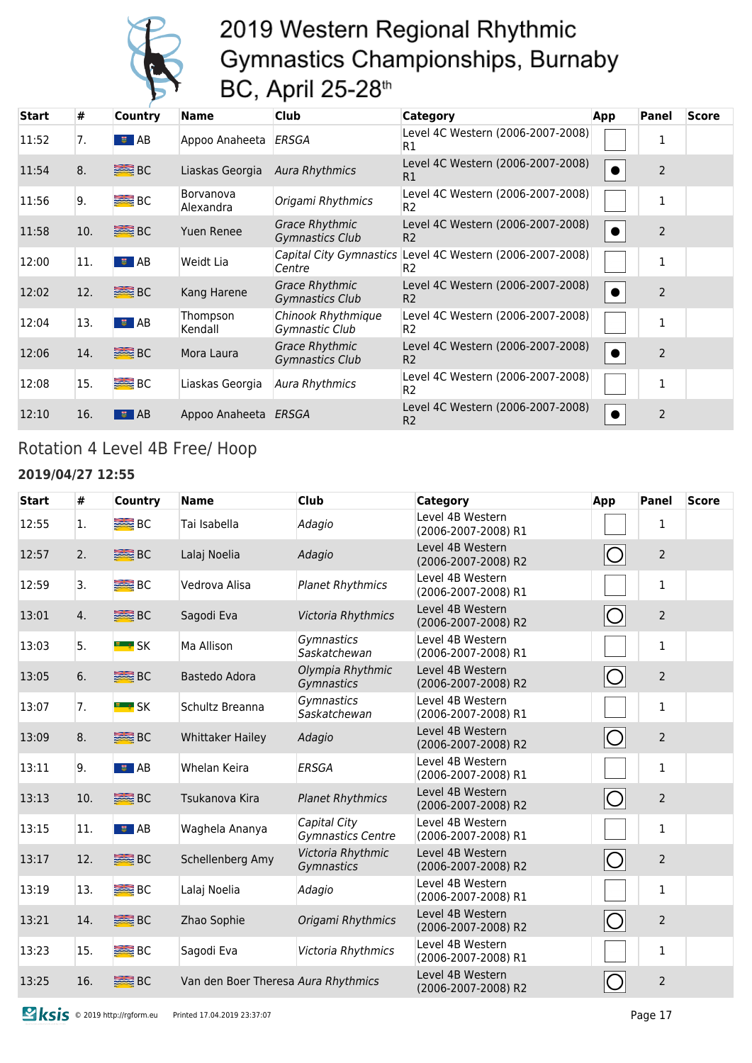# 2019 Western Regional Rhythmic Gymnastics Championships, Burnaby BC, April 25-28th

| Start | # | Country | Name | Club | Category | App | Panel | Score |
|---|---|---|---|---|---|---|---|---|
| 11:52 | 7. | AB | Appoo Anaheeta | *ERSGA* | Level 4C Western (2006-2007-2008) R1 | | 1 | |
| 11:54 | 8. | BC | Liaskas Georgia | *Aura Rhythmics* | Level 4C Western (2006-2007-2008) R1 | ● | 2 | |
| 11:56 | 9. | BC | Borvanova Alexandra | *Origami Rhythmics* | Level 4C Western (2006-2007-2008) R2 | | 1 | |
| 11:58 | 10. | BC | Yuen Renee | *Grace Rhythmic Gymnastics Club* | Level 4C Western (2006-2007-2008) R2 | ● | 2 | |
| 12:00 | 11. | AB | Weidt Lia | *Capital City Gymnastics Centre* | Level 4C Western (2006-2007-2008) R2 | | 1 | |
| 12:02 | 12. | BC | Kang Harene | *Grace Rhythmic Gymnastics Club* | Level 4C Western (2006-2007-2008) R2 | ● | 2 | |
| 12:04 | 13. | AB | Thompson Kendall | *Chinook Rhythmique Gymnastic Club* | Level 4C Western (2006-2007-2008) R2 | | 1 | |
| 12:06 | 14. | BC | Mora Laura | *Grace Rhythmic Gymnastics Club* | Level 4C Western (2006-2007-2008) R2 | ● | 2 | |
| 12:08 | 15. | BC | Liaskas Georgia | *Aura Rhythmics* | Level 4C Western (2006-2007-2008) R2 | | 1 | |
| 12:10 | 16. | AB | Appoo Anaheeta | *ERSGA* | Level 4C Western (2006-2007-2008) R2 | ● | 2 | |

## Rotation 4 Level 4B Free/ Hoop

**2019/04/27 12:55**

| Start | # | Country | Name | Club | Category | App | Panel | Score |
|---|---|---|---|---|---|---|---|---|
| 12:55 | 1. | BC | Tai Isabella | *Adagio* | Level 4B Western (2006-2007-2008) R1 | | 1 | |
| 12:57 | 2. | BC | Lalaj Noelia | *Adagio* | Level 4B Western (2006-2007-2008) R2 | ○ | 2 | |
| 12:59 | 3. | BC | Vedrova Alisa | *Planet Rhythmics* | Level 4B Western (2006-2007-2008) R1 | | 1 | |
| 13:01 | 4. | BC | Sagodi Eva | *Victoria Rhythmics* | Level 4B Western (2006-2007-2008) R2 | ○ | 2 | |
| 13:03 | 5. | SK | Ma Allison | *Gymnastics Saskatchewan* | Level 4B Western (2006-2007-2008) R1 | | 1 | |
| 13:05 | 6. | BC | Bastedo Adora | *Olympia Rhythmic Gymnastics* | Level 4B Western (2006-2007-2008) R2 | ○ | 2 | |
| 13:07 | 7. | SK | Schultz Breanna | *Gymnastics Saskatchewan* | Level 4B Western (2006-2007-2008) R1 | | 1 | |
| 13:09 | 8. | BC | Whittaker Hailey | *Adagio* | Level 4B Western (2006-2007-2008) R2 | ○ | 2 | |
| 13:11 | 9. | AB | Whelan Keira | *ERSGA* | Level 4B Western (2006-2007-2008) R1 | | 1 | |
| 13:13 | 10. | BC | Tsukanova Kira | *Planet Rhythmics* | Level 4B Western (2006-2007-2008) R2 | ○ | 2 | |
| 13:15 | 11. | AB | Waghela Ananya | *Capital City Gymnastics Centre* | Level 4B Western (2006-2007-2008) R1 | | 1 | |
| 13:17 | 12. | BC | Schellenberg Amy | *Victoria Rhythmic Gymnastics* | Level 4B Western (2006-2007-2008) R2 | ○ | 2 | |
| 13:19 | 13. | BC | Lalaj Noelia | *Adagio* | Level 4B Western (2006-2007-2008) R1 | | 1 | |
| 13:21 | 14. | BC | Zhao Sophie | *Origami Rhythmics* | Level 4B Western (2006-2007-2008) R2 | ○ | 2 | |
| 13:23 | 15. | BC | Sagodi Eva | *Victoria Rhythmics* | Level 4B Western (2006-2007-2008) R1 | | 1 | |
| 13:25 | 16. | BC | Van den Boer Theresa | *Aura Rhythmics* | Level 4B Western (2006-2007-2008) R2 | ○ | 2 | |

© 2019 http://rgform.eu Printed 17.04.2019 23:37:07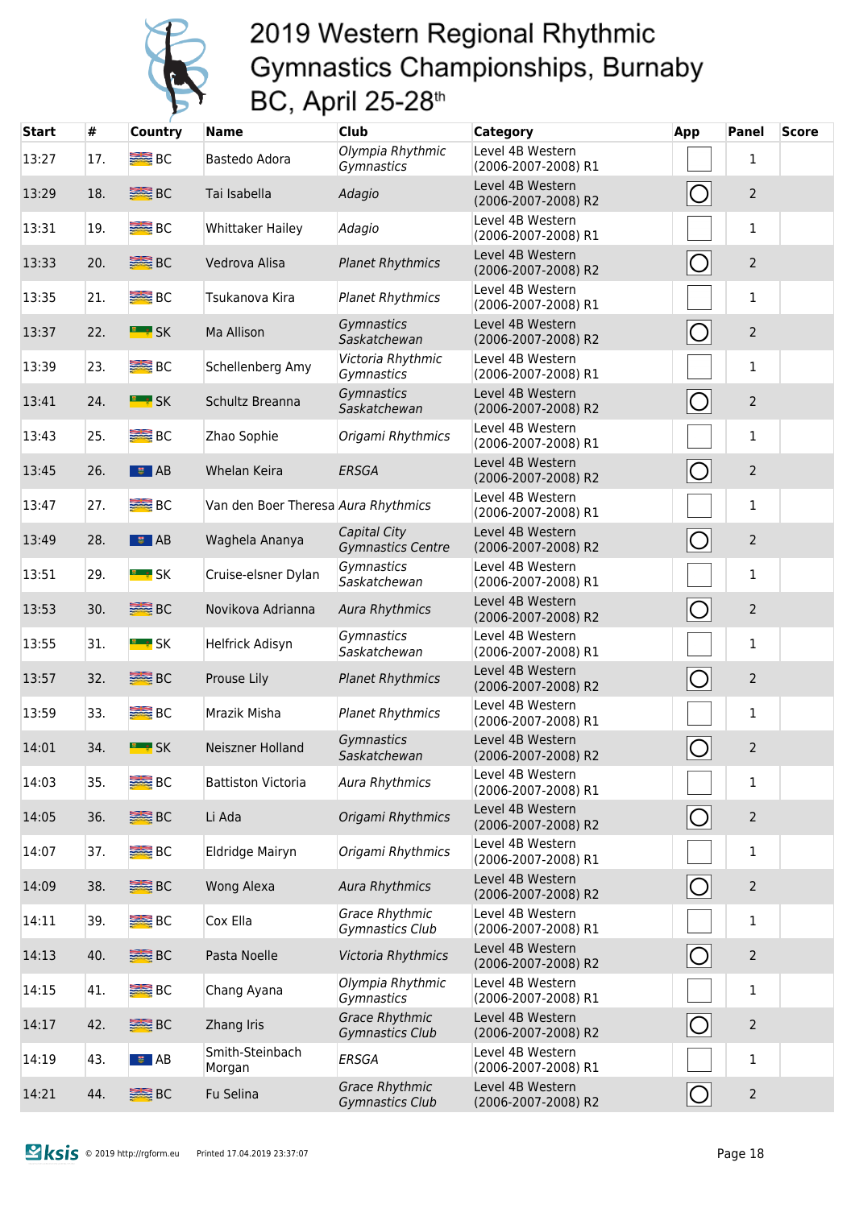# 2019 Western Regional Rhythmic Gymnastics Championships, Burnaby BC, April 25-28th

| Start | # | Country | Name | Club | Category | App | Panel | Score |
|---|---|---|---|---|---|---|---|---|
| 13:27 | 17. | BC | Bastedo Adora | *Olympia Rhythmic Gymnastics* | Level 4B Western (2006-2007-2008) R1 | | 1 | |
| 13:29 | 18. | BC | Tai Isabella | *Adagio* | Level 4B Western (2006-2007-2008) R2 | ○ | 2 | |
| 13:31 | 19. | BC | Whittaker Hailey | *Adagio* | Level 4B Western (2006-2007-2008) R1 | | 1 | |
| 13:33 | 20. | BC | Vedrova Alisa | *Planet Rhythmics* | Level 4B Western (2006-2007-2008) R2 | ○ | 2 | |
| 13:35 | 21. | BC | Tsukanova Kira | *Planet Rhythmics* | Level 4B Western (2006-2007-2008) R1 | | 1 | |
| 13:37 | 22. | SK | Ma Allison | *Gymnastics Saskatchewan* | Level 4B Western (2006-2007-2008) R2 | ○ | 2 | |
| 13:39 | 23. | BC | Schellenberg Amy | *Victoria Rhythmic Gymnastics* | Level 4B Western (2006-2007-2008) R1 | | 1 | |
| 13:41 | 24. | SK | Schultz Breanna | *Gymnastics Saskatchewan* | Level 4B Western (2006-2007-2008) R2 | ○ | 2 | |
| 13:43 | 25. | BC | Zhao Sophie | *Origami Rhythmics* | Level 4B Western (2006-2007-2008) R1 | | 1 | |
| 13:45 | 26. | AB | Whelan Keira | *ERSGA* | Level 4B Western (2006-2007-2008) R2 | ○ | 2 | |
| 13:47 | 27. | BC | Van den Boer Theresa | *Aura Rhythmics* | Level 4B Western (2006-2007-2008) R1 | | 1 | |
| 13:49 | 28. | AB | Waghela Ananya | *Capital City Gymnastics Centre* | Level 4B Western (2006-2007-2008) R2 | ○ | 2 | |
| 13:51 | 29. | SK | Cruise-elsner Dylan | *Gymnastics Saskatchewan* | Level 4B Western (2006-2007-2008) R1 | | 1 | |
| 13:53 | 30. | BC | Novikova Adrianna | *Aura Rhythmics* | Level 4B Western (2006-2007-2008) R2 | ○ | 2 | |
| 13:55 | 31. | SK | Helfrick Adisyn | *Gymnastics Saskatchewan* | Level 4B Western (2006-2007-2008) R1 | | 1 | |
| 13:57 | 32. | BC | Prouse Lily | *Planet Rhythmics* | Level 4B Western (2006-2007-2008) R2 | ○ | 2 | |
| 13:59 | 33. | BC | Mrazik Misha | *Planet Rhythmics* | Level 4B Western (2006-2007-2008) R1 | | 1 | |
| 14:01 | 34. | SK | Neiszner Holland | *Gymnastics Saskatchewan* | Level 4B Western (2006-2007-2008) R2 | ○ | 2 | |
| 14:03 | 35. | BC | Battiston Victoria | *Aura Rhythmics* | Level 4B Western (2006-2007-2008) R1 | | 1 | |
| 14:05 | 36. | BC | Li Ada | *Origami Rhythmics* | Level 4B Western (2006-2007-2008) R2 | ○ | 2 | |
| 14:07 | 37. | BC | Eldridge Mairyn | *Origami Rhythmics* | Level 4B Western (2006-2007-2008) R1 | | 1 | |
| 14:09 | 38. | BC | Wong Alexa | *Aura Rhythmics* | Level 4B Western (2006-2007-2008) R2 | ○ | 2 | |
| 14:11 | 39. | BC | Cox Ella | *Grace Rhythmic Gymnastics Club* | Level 4B Western (2006-2007-2008) R1 | | 1 | |
| 14:13 | 40. | BC | Pasta Noelle | *Victoria Rhythmics* | Level 4B Western (2006-2007-2008) R2 | ○ | 2 | |
| 14:15 | 41. | BC | Chang Ayana | *Olympia Rhythmic Gymnastics* | Level 4B Western (2006-2007-2008) R1 | | 1 | |
| 14:17 | 42. | BC | Zhang Iris | *Grace Rhythmic Gymnastics Club* | Level 4B Western (2006-2007-2008) R2 | ○ | 2 | |
| 14:19 | 43. | AB | Smith-Steinbach Morgan | *ERSGA* | Level 4B Western (2006-2007-2008) R1 | | 1 | |
| 14:21 | 44. | BC | Fu Selina | *Grace Rhythmic Gymnastics Club* | Level 4B Western (2006-2007-2008) R2 | ○ | 2 | |

© 2019 http://rgform.eu Printed 17.04.2019 23:37:07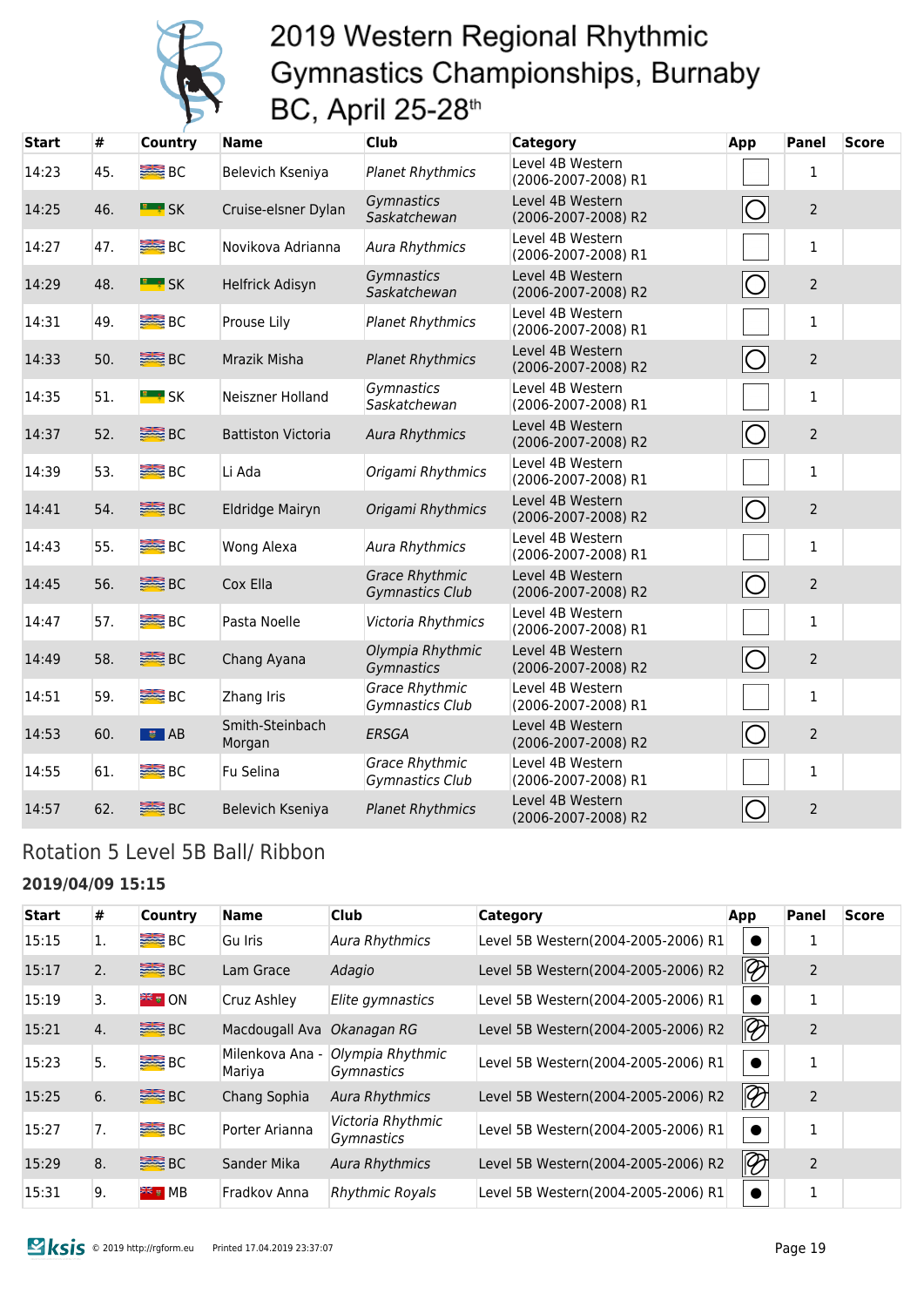# 2019 Western Regional Rhythmic Gymnastics Championships, Burnaby BC, April 25-28th

| Start | # | Country | Name | Club | Category | App | Panel | Score |
|---|---|---|---|---|---|---|---|---|
| 14:23 | 45. | BC | Belevich Kseniya | *Planet Rhythmics* | Level 4B Western (2006-2007-2008) R1 | | 1 | |
| 14:25 | 46. | SK | Cruise-elsner Dylan | *Gymnastics Saskatchewan* | Level 4B Western (2006-2007-2008) R2 | | 2 | |
| 14:27 | 47. | BC | Novikova Adrianna | *Aura Rhythmics* | Level 4B Western (2006-2007-2008) R1 | | 1 | |
| 14:29 | 48. | SK | Helfrick Adisyn | *Gymnastics Saskatchewan* | Level 4B Western (2006-2007-2008) R2 | | 2 | |
| 14:31 | 49. | BC | Prouse Lily | *Planet Rhythmics* | Level 4B Western (2006-2007-2008) R1 | | 1 | |
| 14:33 | 50. | BC | Mrazik Misha | *Planet Rhythmics* | Level 4B Western (2006-2007-2008) R2 | | 2 | |
| 14:35 | 51. | SK | Neiszner Holland | *Gymnastics Saskatchewan* | Level 4B Western (2006-2007-2008) R1 | | 1 | |
| 14:37 | 52. | BC | Battiston Victoria | *Aura Rhythmics* | Level 4B Western (2006-2007-2008) R2 | | 2 | |
| 14:39 | 53. | BC | Li Ada | *Origami Rhythmics* | Level 4B Western (2006-2007-2008) R1 | | 1 | |
| 14:41 | 54. | BC | Eldridge Mairyn | *Origami Rhythmics* | Level 4B Western (2006-2007-2008) R2 | | 2 | |
| 14:43 | 55. | BC | Wong Alexa | *Aura Rhythmics* | Level 4B Western (2006-2007-2008) R1 | | 1 | |
| 14:45 | 56. | BC | Cox Ella | *Grace Rhythmic Gymnastics Club* | Level 4B Western (2006-2007-2008) R2 | | 2 | |
| 14:47 | 57. | BC | Pasta Noelle | *Victoria Rhythmics* | Level 4B Western (2006-2007-2008) R1 | | 1 | |
| 14:49 | 58. | BC | Chang Ayana | *Olympia Rhythmic Gymnastics* | Level 4B Western (2006-2007-2008) R2 | | 2 | |
| 14:51 | 59. | BC | Zhang Iris | *Grace Rhythmic Gymnastics Club* | Level 4B Western (2006-2007-2008) R1 | | 1 | |
| 14:53 | 60. | AB | Smith-Steinbach Morgan | *ERSGA* | Level 4B Western (2006-2007-2008) R2 | | 2 | |
| 14:55 | 61. | BC | Fu Selina | *Grace Rhythmic Gymnastics Club* | Level 4B Western (2006-2007-2008) R1 | | 1 | |
| 14:57 | 62. | BC | Belevich Kseniya | *Planet Rhythmics* | Level 4B Western (2006-2007-2008) R2 | | 2 | |

## Rotation 5 Level 5B Ball/ Ribbon

**2019/04/09 15:15**

| Start | # | Country | Name | Club | Category | App | Panel | Score |
|---|---|---|---|---|---|---|---|---|
| 15:15 | 1. | BC | Gu Iris | *Aura Rhythmics* | Level 5B Western(2004-2005-2006) R1 | | 1 | |
| 15:17 | 2. | BC | Lam Grace | *Adagio* | Level 5B Western(2004-2005-2006) R2 | | 2 | |
| 15:19 | 3. | ON | Cruz Ashley | *Elite gymnastics* | Level 5B Western(2004-2005-2006) R1 | | 1 | |
| 15:21 | 4. | BC | Macdougall Ava | *Okanagan RG* | Level 5B Western(2004-2005-2006) R2 | | 2 | |
| 15:23 | 5. | BC | Milenkova Ana - Mariya | *Olympia Rhythmic Gymnastics* | Level 5B Western(2004-2005-2006) R1 | | 1 | |
| 15:25 | 6. | BC | Chang Sophia | *Aura Rhythmics* | Level 5B Western(2004-2005-2006) R2 | | 2 | |
| 15:27 | 7. | BC | Porter Arianna | *Victoria Rhythmic Gymnastics* | Level 5B Western(2004-2005-2006) R1 | | 1 | |
| 15:29 | 8. | BC | Sander Mika | *Aura Rhythmics* | Level 5B Western(2004-2005-2006) R2 | | 2 | |
| 15:31 | 9. | MB | Fradkov Anna | *Rhythmic Royals* | Level 5B Western(2004-2005-2006) R1 | | 1 | |

© 2019 http://rgform.eu Printed 17.04.2019 23:37:07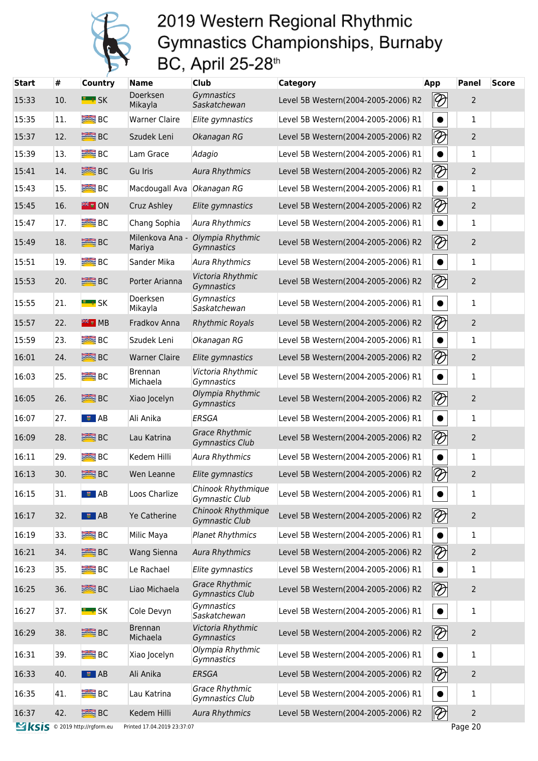# 2019 Western Regional Rhythmic Gymnastics Championships, Burnaby BC, April 25-28th

| Start | # | Country | Name | Club | Category | App | Panel | Score |
|---|---|---|---|---|---|---|---|---|
| 15:33 | 10. | SK | Doerksen Mikayla | *Gymnastics Saskatchewan* | Level 5B Western(2004-2005-2006) R2 | | 2 | |
| 15:35 | 11. | BC | Warner Claire | *Elite gymnastics* | Level 5B Western(2004-2005-2006) R1 | | 1 | |
| 15:37 | 12. | BC | Szudek Leni | *Okanagan RG* | Level 5B Western(2004-2005-2006) R2 | | 2 | |
| 15:39 | 13. | BC | Lam Grace | *Adagio* | Level 5B Western(2004-2005-2006) R1 | | 1 | |
| 15:41 | 14. | BC | Gu Iris | *Aura Rhythmics* | Level 5B Western(2004-2005-2006) R2 | | 2 | |
| 15:43 | 15. | BC | Macdougall Ava | *Okanagan RG* | Level 5B Western(2004-2005-2006) R1 | | 1 | |
| 15:45 | 16. | ON | Cruz Ashley | *Elite gymnastics* | Level 5B Western(2004-2005-2006) R2 | | 2 | |
| 15:47 | 17. | BC | Chang Sophia | *Aura Rhythmics* | Level 5B Western(2004-2005-2006) R1 | | 1 | |
| 15:49 | 18. | BC | Milenkova Ana - Mariya | *Olympia Rhythmic Gymnastics* | Level 5B Western(2004-2005-2006) R2 | | 2 | |
| 15:51 | 19. | BC | Sander Mika | *Aura Rhythmics* | Level 5B Western(2004-2005-2006) R1 | | 1 | |
| 15:53 | 20. | BC | Porter Arianna | *Victoria Rhythmic Gymnastics* | Level 5B Western(2004-2005-2006) R2 | | 2 | |
| 15:55 | 21. | SK | Doerksen Mikayla | *Gymnastics Saskatchewan* | Level 5B Western(2004-2005-2006) R1 | | 1 | |
| 15:57 | 22. | MB | Fradkov Anna | *Rhythmic Royals* | Level 5B Western(2004-2005-2006) R2 | | 2 | |
| 15:59 | 23. | BC | Szudek Leni | *Okanagan RG* | Level 5B Western(2004-2005-2006) R1 | | 1 | |
| 16:01 | 24. | BC | Warner Claire | *Elite gymnastics* | Level 5B Western(2004-2005-2006) R2 | | 2 | |
| 16:03 | 25. | BC | Brennan Michaela | *Victoria Rhythmic Gymnastics* | Level 5B Western(2004-2005-2006) R1 | | 1 | |
| 16:05 | 26. | BC | Xiao Jocelyn | *Olympia Rhythmic Gymnastics* | Level 5B Western(2004-2005-2006) R2 | | 2 | |
| 16:07 | 27. | AB | Ali Anika | *ERSGA* | Level 5B Western(2004-2005-2006) R1 | | 1 | |
| 16:09 | 28. | BC | Lau Katrina | *Grace Rhythmic Gymnastics Club* | Level 5B Western(2004-2005-2006) R2 | | 2 | |
| 16:11 | 29. | BC | Kedem Hilli | *Aura Rhythmics* | Level 5B Western(2004-2005-2006) R1 | | 1 | |
| 16:13 | 30. | BC | Wen Leanne | *Elite gymnastics* | Level 5B Western(2004-2005-2006) R2 | | 2 | |
| 16:15 | 31. | AB | Loos Charlize | *Chinook Rhythmique Gymnastic Club* | Level 5B Western(2004-2005-2006) R1 | | 1 | |
| 16:17 | 32. | AB | Ye Catherine | *Chinook Rhythmique Gymnastic Club* | Level 5B Western(2004-2005-2006) R2 | | 2 | |
| 16:19 | 33. | BC | Milic Maya | *Planet Rhythmics* | Level 5B Western(2004-2005-2006) R1 | | 1 | |
| 16:21 | 34. | BC | Wang Sienna | *Aura Rhythmics* | Level 5B Western(2004-2005-2006) R2 | | 2 | |
| 16:23 | 35. | BC | Le Rachael | *Elite gymnastics* | Level 5B Western(2004-2005-2006) R1 | | 1 | |
| 16:25 | 36. | BC | Liao Michaela | *Grace Rhythmic Gymnastics Club* | Level 5B Western(2004-2005-2006) R2 | | 2 | |
| 16:27 | 37. | SK | Cole Devyn | *Gymnastics Saskatchewan* | Level 5B Western(2004-2005-2006) R1 | | 1 | |
| 16:29 | 38. | BC | Brennan Michaela | *Victoria Rhythmic Gymnastics* | Level 5B Western(2004-2005-2006) R2 | | 2 | |
| 16:31 | 39. | BC | Xiao Jocelyn | *Olympia Rhythmic Gymnastics* | Level 5B Western(2004-2005-2006) R1 | | 1 | |
| 16:33 | 40. | AB | Ali Anika | *ERSGA* | Level 5B Western(2004-2005-2006) R2 | | 2 | |
| 16:35 | 41. | BC | Lau Katrina | *Grace Rhythmic Gymnastics Club* | Level 5B Western(2004-2005-2006) R1 | | 1 | |
| 16:37 | 42. | BC | Kedem Hilli | *Aura Rhythmics* | Level 5B Western(2004-2005-2006) R2 | | 2 | |

© 2019 http://rgform.eu Printed 17.04.2019 23:37:07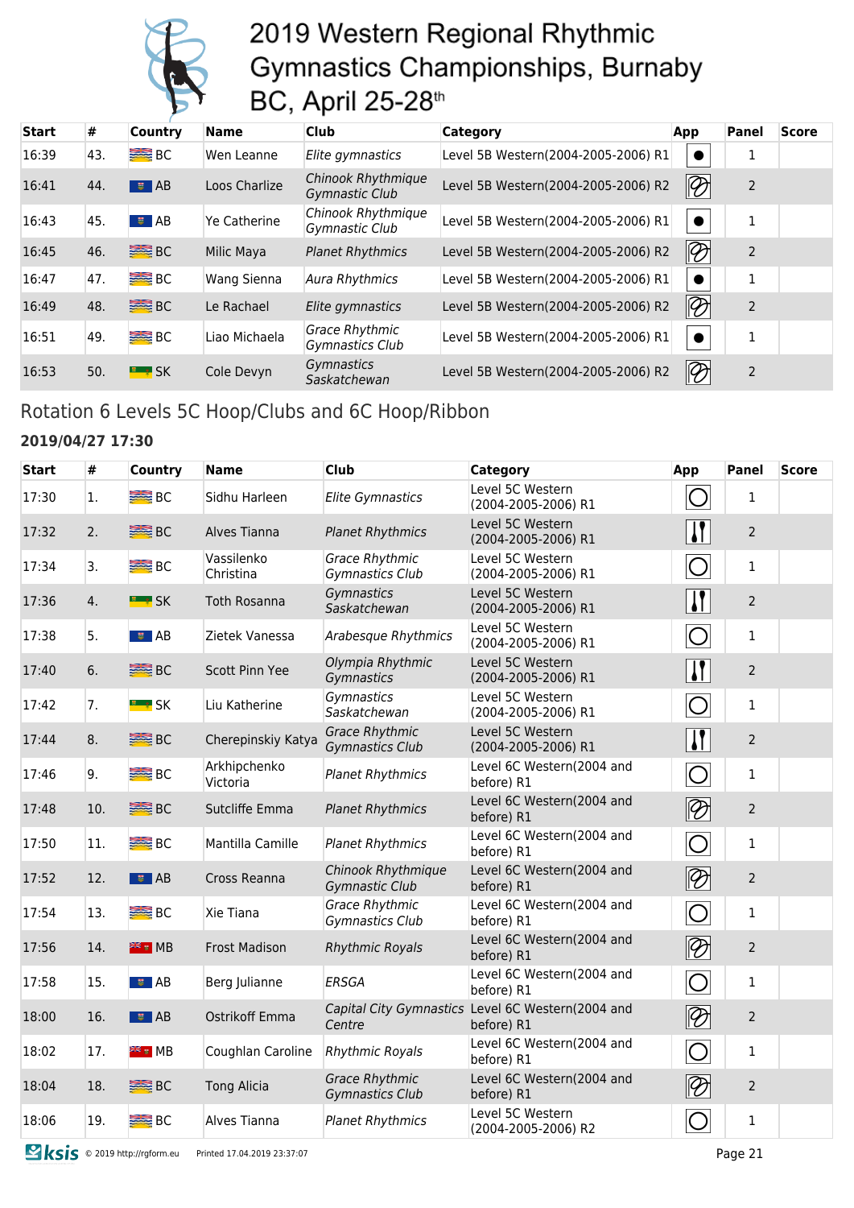# 2019 Western Regional Rhythmic Gymnastics Championships, Burnaby BC, April 25-28th

| Start | # | Country | Name | Club | Category | App | Panel | Score |
|---|---|---|---|---|---|---|---|---|
| 16:39 | 43. | BC | Wen Leanne | *Elite gymnastics* | Level 5B Western(2004-2005-2006) R1 | | 1 | |
| 16:41 | 44. | AB | Loos Charlize | *Chinook Rhythmique Gymnastic Club* | Level 5B Western(2004-2005-2006) R2 | | 2 | |
| 16:43 | 45. | AB | Ye Catherine | *Chinook Rhythmique Gymnastic Club* | Level 5B Western(2004-2005-2006) R1 | | 1 | |
| 16:45 | 46. | BC | Milic Maya | *Planet Rhythmics* | Level 5B Western(2004-2005-2006) R2 | | 2 | |
| 16:47 | 47. | BC | Wang Sienna | *Aura Rhythmics* | Level 5B Western(2004-2005-2006) R1 | | 1 | |
| 16:49 | 48. | BC | Le Rachael | *Elite gymnastics* | Level 5B Western(2004-2005-2006) R2 | | 2 | |
| 16:51 | 49. | BC | Liao Michaela | *Grace Rhythmic Gymnastics Club* | Level 5B Western(2004-2005-2006) R1 | | 1 | |
| 16:53 | 50. | SK | Cole Devyn | *Gymnastics Saskatchewan* | Level 5B Western(2004-2005-2006) R2 | | 2 | |

## Rotation 6 Levels 5C Hoop/Clubs and 6C Hoop/Ribbon

### 2019/04/27 17:30

| Start | # | Country | Name | Club | Category | App | Panel | Score |
|---|---|---|---|---|---|---|---|---|
| 17:30 | 1. | BC | Sidhu Harleen | *Elite Gymnastics* | Level 5C Western (2004-2005-2006) R1 | | 1 | |
| 17:32 | 2. | BC | Alves Tianna | *Planet Rhythmics* | Level 5C Western (2004-2005-2006) R1 | | 2 | |
| 17:34 | 3. | BC | Vassilenko Christina | *Grace Rhythmic Gymnastics Club* | Level 5C Western (2004-2005-2006) R1 | | 1 | |
| 17:36 | 4. | SK | Toth Rosanna | *Gymnastics Saskatchewan* | Level 5C Western (2004-2005-2006) R1 | | 2 | |
| 17:38 | 5. | AB | Zietek Vanessa | *Arabesque Rhythmics* | Level 5C Western (2004-2005-2006) R1 | | 1 | |
| 17:40 | 6. | BC | Scott Pinn Yee | *Olympia Rhythmic Gymnastics* | Level 5C Western (2004-2005-2006) R1 | | 2 | |
| 17:42 | 7. | SK | Liu Katherine | *Gymnastics Saskatchewan* | Level 5C Western (2004-2005-2006) R1 | | 1 | |
| 17:44 | 8. | BC | Cherepinskiy Katya | *Grace Rhythmic Gymnastics Club* | Level 5C Western (2004-2005-2006) R1 | | 2 | |
| 17:46 | 9. | BC | Arkhipchenko Victoria | *Planet Rhythmics* | Level 6C Western(2004 and before) R1 | | 1 | |
| 17:48 | 10. | BC | Sutcliffe Emma | *Planet Rhythmics* | Level 6C Western(2004 and before) R1 | | 2 | |
| 17:50 | 11. | BC | Mantilla Camille | *Planet Rhythmics* | Level 6C Western(2004 and before) R1 | | 1 | |
| 17:52 | 12. | AB | Cross Reanna | *Chinook Rhythmique Gymnastic Club* | Level 6C Western(2004 and before) R1 | | 2 | |
| 17:54 | 13. | BC | Xie Tiana | *Grace Rhythmic Gymnastics Club* | Level 6C Western(2004 and before) R1 | | 1 | |
| 17:56 | 14. | MB | Frost Madison | *Rhythmic Royals* | Level 6C Western(2004 and before) R1 | | 2 | |
| 17:58 | 15. | AB | Berg Julianne | *ERSGA* | Level 6C Western(2004 and before) R1 | | 1 | |
| 18:00 | 16. | AB | Ostrikoff Emma | *Capital City Gymnastics Centre* | Level 6C Western(2004 and before) R1 | | 2 | |
| 18:02 | 17. | MB | Coughlan Caroline | *Rhythmic Royals* | Level 6C Western(2004 and before) R1 | | 1 | |
| 18:04 | 18. | BC | Tong Alicia | *Grace Rhythmic Gymnastics Club* | Level 6C Western(2004 and before) R1 | | 2 | |
| 18:06 | 19. | BC | Alves Tianna | *Planet Rhythmics* | Level 5C Western (2004-2005-2006) R2 | | 1 | |

© 2019 http://rgform.eu Printed 17.04.2019 23:37:07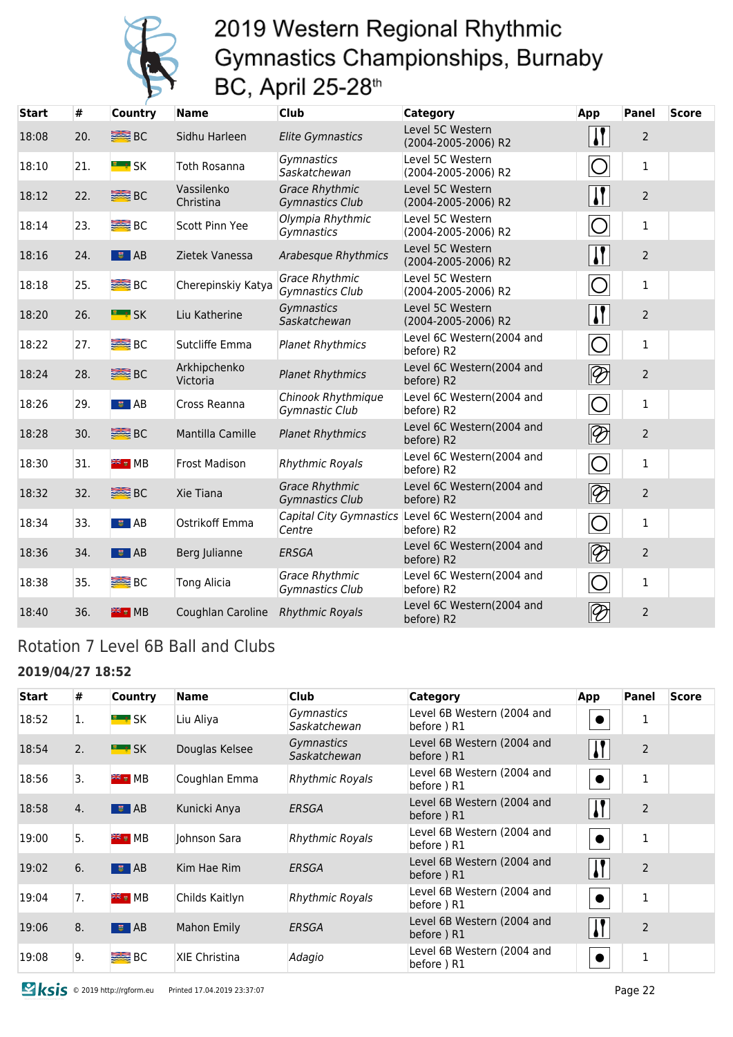# 2019 Western Regional Rhythmic Gymnastics Championships, Burnaby BC, April 25-28th

| Start | # | Country | Name | Club | Category | App | Panel | Score |
|---|---|---|---|---|---|---|---|---|
| 18:08 | 20. | BC | Sidhu Harleen | *Elite Gymnastics* | Level 5C Western (2004-2005-2006) R2 | Clubs | 2 | |
| 18:10 | 21. | SK | Toth Rosanna | *Gymnastics Saskatchewan* | Level 5C Western (2004-2005-2006) R2 | Hoop | 1 | |
| 18:12 | 22. | BC | Vassilenko Christina | *Grace Rhythmic Gymnastics Club* | Level 5C Western (2004-2005-2006) R2 | Clubs | 2 | |
| 18:14 | 23. | BC | Scott Pinn Yee | *Olympia Rhythmic Gymnastics* | Level 5C Western (2004-2005-2006) R2 | Hoop | 1 | |
| 18:16 | 24. | AB | Zietek Vanessa | *Arabesque Rhythmics* | Level 5C Western (2004-2005-2006) R2 | Clubs | 2 | |
| 18:18 | 25. | BC | Cherepinskiy Katya | *Grace Rhythmic Gymnastics Club* | Level 5C Western (2004-2005-2006) R2 | Hoop | 1 | |
| 18:20 | 26. | SK | Liu Katherine | *Gymnastics Saskatchewan* | Level 5C Western (2004-2005-2006) R2 | Clubs | 2 | |
| 18:22 | 27. | BC | Sutcliffe Emma | *Planet Rhythmics* | Level 6C Western(2004 and before) R2 | Hoop | 1 | |
| 18:24 | 28. | BC | Arkhipchenko Victoria | *Planet Rhythmics* | Level 6C Western(2004 and before) R2 | Ribbon | 2 | |
| 18:26 | 29. | AB | Cross Reanna | *Chinook Rhythmique Gymnastic Club* | Level 6C Western(2004 and before) R2 | Hoop | 1 | |
| 18:28 | 30. | BC | Mantilla Camille | *Planet Rhythmics* | Level 6C Western(2004 and before) R2 | Ribbon | 2 | |
| 18:30 | 31. | MB | Frost Madison | *Rhythmic Royals* | Level 6C Western(2004 and before) R2 | Hoop | 1 | |
| 18:32 | 32. | BC | Xie Tiana | *Grace Rhythmic Gymnastics Club* | Level 6C Western(2004 and before) R2 | Ribbon | 2 | |
| 18:34 | 33. | AB | Ostrikoff Emma | *Capital City Gymnastics Centre* | Level 6C Western(2004 and before) R2 | Hoop | 1 | |
| 18:36 | 34. | AB | Berg Julianne | *ERSGA* | Level 6C Western(2004 and before) R2 | Ribbon | 2 | |
| 18:38 | 35. | BC | Tong Alicia | *Grace Rhythmic Gymnastics Club* | Level 6C Western(2004 and before) R2 | Hoop | 1 | |
| 18:40 | 36. | MB | Coughlan Caroline | *Rhythmic Royals* | Level 6C Western(2004 and before) R2 | Ribbon | 2 | |

## Rotation 7 Level 6B Ball and Clubs

**2019/04/27 18:52**

| Start | # | Country | Name | Club | Category | App | Panel | Score |
|---|---|---|---|---|---|---|---|---|
| 18:52 | 1. | SK | Liu Aliya | *Gymnastics Saskatchewan* | Level 6B Western (2004 and before ) R1 | Ball | 1 | |
| 18:54 | 2. | SK | Douglas Kelsee | *Gymnastics Saskatchewan* | Level 6B Western (2004 and before ) R1 | Clubs | 2 | |
| 18:56 | 3. | MB | Coughlan Emma | *Rhythmic Royals* | Level 6B Western (2004 and before ) R1 | Ball | 1 | |
| 18:58 | 4. | AB | Kunicki Anya | *ERSGA* | Level 6B Western (2004 and before ) R1 | Clubs | 2 | |
| 19:00 | 5. | MB | Johnson Sara | *Rhythmic Royals* | Level 6B Western (2004 and before ) R1 | Ball | 1 | |
| 19:02 | 6. | AB | Kim Hae Rim | *ERSGA* | Level 6B Western (2004 and before ) R1 | Clubs | 2 | |
| 19:04 | 7. | MB | Childs Kaitlyn | *Rhythmic Royals* | Level 6B Western (2004 and before ) R1 | Ball | 1 | |
| 19:06 | 8. | AB | Mahon Emily | *ERSGA* | Level 6B Western (2004 and before ) R1 | Clubs | 2 | |
| 19:08 | 9. | BC | XIE Christina | *Adagio* | Level 6B Western (2004 and before ) R1 | Ball | 1 | |

© 2019 http://rgform.eu Printed 17.04.2019 23:37:07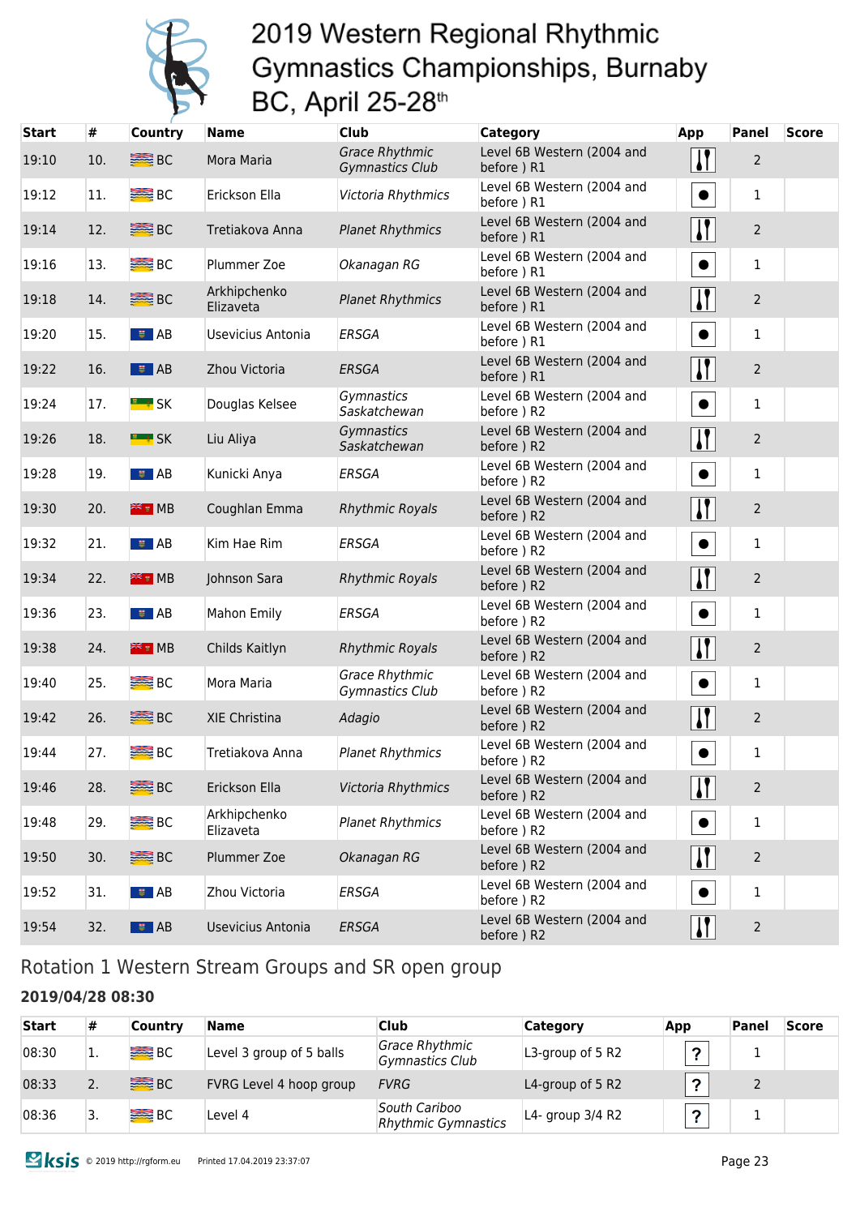# 2019 Western Regional Rhythmic Gymnastics Championships, Burnaby BC, April 25-28th

| Start | # | Country | Name | Club | Category | App | Panel | Score |
|---|---|---|---|---|---|---|---|---|
| 19:10 | 10. | BC | Mora Maria | *Grace Rhythmic Gymnastics Club* | Level 6B Western (2004 and before ) R1 | | 2 | |
| 19:12 | 11. | BC | Erickson Ella | *Victoria Rhythmics* | Level 6B Western (2004 and before ) R1 | | 1 | |
| 19:14 | 12. | BC | Tretiakova Anna | *Planet Rhythmics* | Level 6B Western (2004 and before ) R1 | | 2 | |
| 19:16 | 13. | BC | Plummer Zoe | *Okanagan RG* | Level 6B Western (2004 and before ) R1 | | 1 | |
| 19:18 | 14. | BC | Arkhipchenko Elizaveta | *Planet Rhythmics* | Level 6B Western (2004 and before ) R1 | | 2 | |
| 19:20 | 15. | AB | Usevicius Antonia | *ERSGA* | Level 6B Western (2004 and before ) R1 | | 1 | |
| 19:22 | 16. | AB | Zhou Victoria | *ERSGA* | Level 6B Western (2004 and before ) R1 | | 2 | |
| 19:24 | 17. | SK | Douglas Kelsee | *Gymnastics Saskatchewan* | Level 6B Western (2004 and before ) R2 | | 1 | |
| 19:26 | 18. | SK | Liu Aliya | *Gymnastics Saskatchewan* | Level 6B Western (2004 and before ) R2 | | 2 | |
| 19:28 | 19. | AB | Kunicki Anya | *ERSGA* | Level 6B Western (2004 and before ) R2 | | 1 | |
| 19:30 | 20. | MB | Coughlan Emma | *Rhythmic Royals* | Level 6B Western (2004 and before ) R2 | | 2 | |
| 19:32 | 21. | AB | Kim Hae Rim | *ERSGA* | Level 6B Western (2004 and before ) R2 | | 1 | |
| 19:34 | 22. | MB | Johnson Sara | *Rhythmic Royals* | Level 6B Western (2004 and before ) R2 | | 2 | |
| 19:36 | 23. | AB | Mahon Emily | *ERSGA* | Level 6B Western (2004 and before ) R2 | | 1 | |
| 19:38 | 24. | MB | Childs Kaitlyn | *Rhythmic Royals* | Level 6B Western (2004 and before ) R2 | | 2 | |
| 19:40 | 25. | BC | Mora Maria | *Grace Rhythmic Gymnastics Club* | Level 6B Western (2004 and before ) R2 | | 1 | |
| 19:42 | 26. | BC | XIE Christina | *Adagio* | Level 6B Western (2004 and before ) R2 | | 2 | |
| 19:44 | 27. | BC | Tretiakova Anna | *Planet Rhythmics* | Level 6B Western (2004 and before ) R2 | | 1 | |
| 19:46 | 28. | BC | Erickson Ella | *Victoria Rhythmics* | Level 6B Western (2004 and before ) R2 | | 2 | |
| 19:48 | 29. | BC | Arkhipchenko Elizaveta | *Planet Rhythmics* | Level 6B Western (2004 and before ) R2 | | 1 | |
| 19:50 | 30. | BC | Plummer Zoe | *Okanagan RG* | Level 6B Western (2004 and before ) R2 | | 2 | |
| 19:52 | 31. | AB | Zhou Victoria | *ERSGA* | Level 6B Western (2004 and before ) R2 | | 1 | |
| 19:54 | 32. | AB | Usevicius Antonia | *ERSGA* | Level 6B Western (2004 and before ) R2 | | 2 | |

## Rotation 1 Western Stream Groups and SR open group

### 2019/04/28 08:30

| Start | # | Country | Name | Club | Category | App | Panel | Score |
|---|---|---|---|---|---|---|---|---|
| 08:30 | 1. | BC | Level 3 group of 5 balls | *Grace Rhythmic Gymnastics Club* | L3-group of 5 R2 | ? | 1 | |
| 08:33 | 2. | BC | FVRG Level 4 hoop group | *FVRG* | L4-group of 5 R2 | ? | 2 | |
| 08:36 | 3. | BC | Level 4 | *South Cariboo Rhythmic Gymnastics* | L4- group 3/4 R2 | ? | 1 | |

© 2019 http://rgform.eu Printed 17.04.2019 23:37:07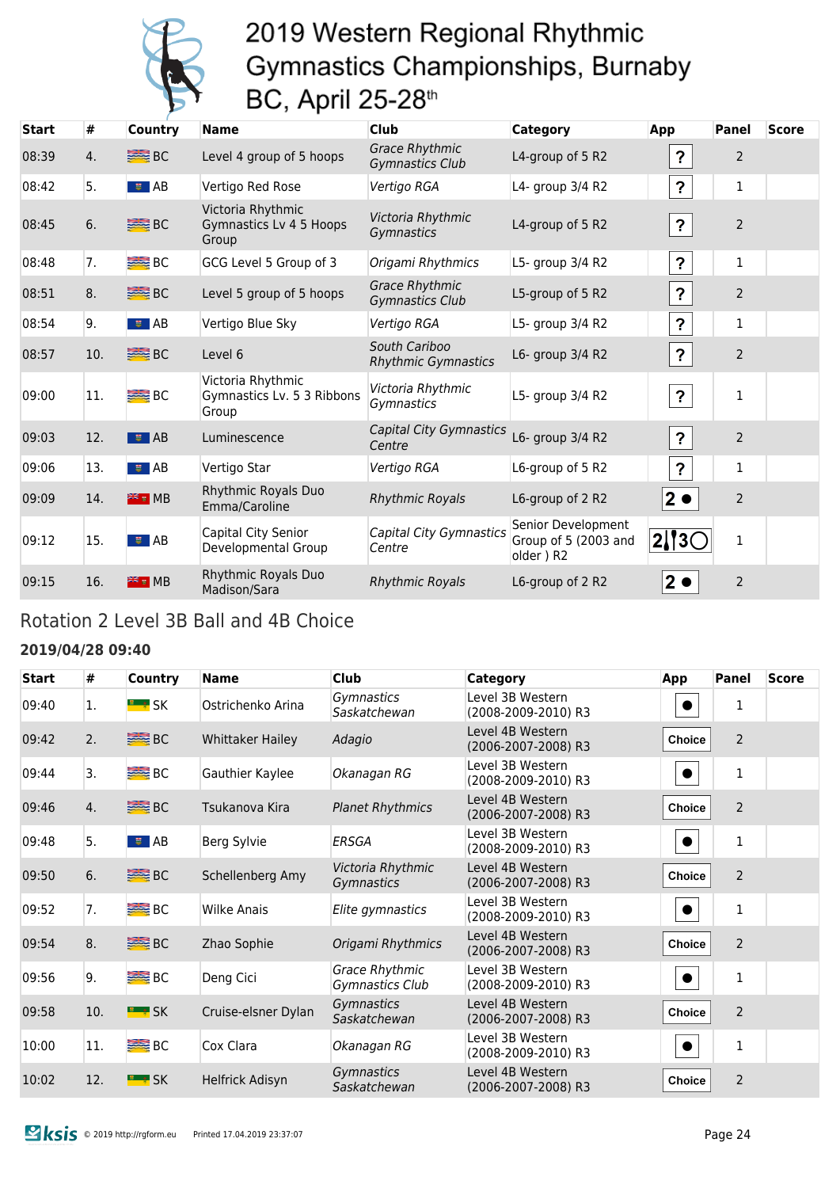# 2019 Western Regional Rhythmic Gymnastics Championships, Burnaby BC, April 25-28th

| Start | # | Country | Name | Club | Category | App | Panel | Score |
|---|---|---|---|---|---|---|---|---|
| 08:39 | 4. | BC | Level 4 group of 5 hoops | *Grace Rhythmic Gymnastics Club* | L4-group of 5 R2 | ? | 2 | |
| 08:42 | 5. | AB | Vertigo Red Rose | *Vertigo RGA* | L4- group 3/4 R2 | ? | 1 | |
| 08:45 | 6. | BC | Victoria Rhythmic Gymnastics Lv 4 5 Hoops Group | *Victoria Rhythmic Gymnastics* | L4-group of 5 R2 | ? | 2 | |
| 08:48 | 7. | BC | GCG Level 5 Group of 3 | *Origami Rhythmics* | L5- group 3/4 R2 | ? | 1 | |
| 08:51 | 8. | BC | Level 5 group of 5 hoops | *Grace Rhythmic Gymnastics Club* | L5-group of 5 R2 | ? | 2 | |
| 08:54 | 9. | AB | Vertigo Blue Sky | *Vertigo RGA* | L5- group 3/4 R2 | ? | 1 | |
| 08:57 | 10. | BC | Level 6 | *South Cariboo Rhythmic Gymnastics* | L6- group 3/4 R2 | ? | 2 | |
| 09:00 | 11. | BC | Victoria Rhythmic Gymnastics Lv. 5 3 Ribbons Group | *Victoria Rhythmic Gymnastics* | L5- group 3/4 R2 | ? | 1 | |
| 09:03 | 12. | AB | Luminescence | *Capital City Gymnastics Centre* | L6- group 3/4 R2 | ? | 2 | |
| 09:06 | 13. | AB | Vertigo Star | *Vertigo RGA* | L6-group of 5 R2 | ? | 1 | |
| 09:09 | 14. | MB | Rhythmic Royals Duo Emma/Caroline | *Rhythmic Royals* | L6-group of 2 R2 | 2 ● | 2 | |
| 09:12 | 15. | AB | Capital City Senior Developmental Group | *Capital City Gymnastics Centre* | Senior Development Group of 5 (2003 and older ) R2 | 2 ❘ 3 ○ | 1 | |
| 09:15 | 16. | MB | Rhythmic Royals Duo Madison/Sara | *Rhythmic Royals* | L6-group of 2 R2 | 2 ● | 2 | |

## Rotation 2 Level 3B Ball and 4B Choice

### 2019/04/28 09:40

| Start | # | Country | Name | Club | Category | App | Panel | Score |
|---|---|---|---|---|---|---|---|---|
| 09:40 | 1. | SK | Ostrichenko Arina | *Gymnastics Saskatchewan* | Level 3B Western (2008-2009-2010) R3 | ● | 1 | |
| 09:42 | 2. | BC | Whittaker Hailey | *Adagio* | Level 4B Western (2006-2007-2008) R3 | Choice | 2 | |
| 09:44 | 3. | BC | Gauthier Kaylee | *Okanagan RG* | Level 3B Western (2008-2009-2010) R3 | ● | 1 | |
| 09:46 | 4. | BC | Tsukanova Kira | *Planet Rhythmics* | Level 4B Western (2006-2007-2008) R3 | Choice | 2 | |
| 09:48 | 5. | AB | Berg Sylvie | *ERSGA* | Level 3B Western (2008-2009-2010) R3 | ● | 1 | |
| 09:50 | 6. | BC | Schellenberg Amy | *Victoria Rhythmic Gymnastics* | Level 4B Western (2006-2007-2008) R3 | Choice | 2 | |
| 09:52 | 7. | BC | Wilke Anais | *Elite gymnastics* | Level 3B Western (2008-2009-2010) R3 | ● | 1 | |
| 09:54 | 8. | BC | Zhao Sophie | *Origami Rhythmics* | Level 4B Western (2006-2007-2008) R3 | Choice | 2 | |
| 09:56 | 9. | BC | Deng Cici | *Grace Rhythmic Gymnastics Club* | Level 3B Western (2008-2009-2010) R3 | ● | 1 | |
| 09:58 | 10. | SK | Cruise-elsner Dylan | *Gymnastics Saskatchewan* | Level 4B Western (2006-2007-2008) R3 | Choice | 2 | |
| 10:00 | 11. | BC | Cox Clara | *Okanagan RG* | Level 3B Western (2008-2009-2010) R3 | ● | 1 | |
| 10:02 | 12. | SK | Helfrick Adisyn | *Gymnastics Saskatchewan* | Level 4B Western (2006-2007-2008) R3 | Choice | 2 | |

ksis © 2019 http://rgform.eu Printed 17.04.2019 23:37:07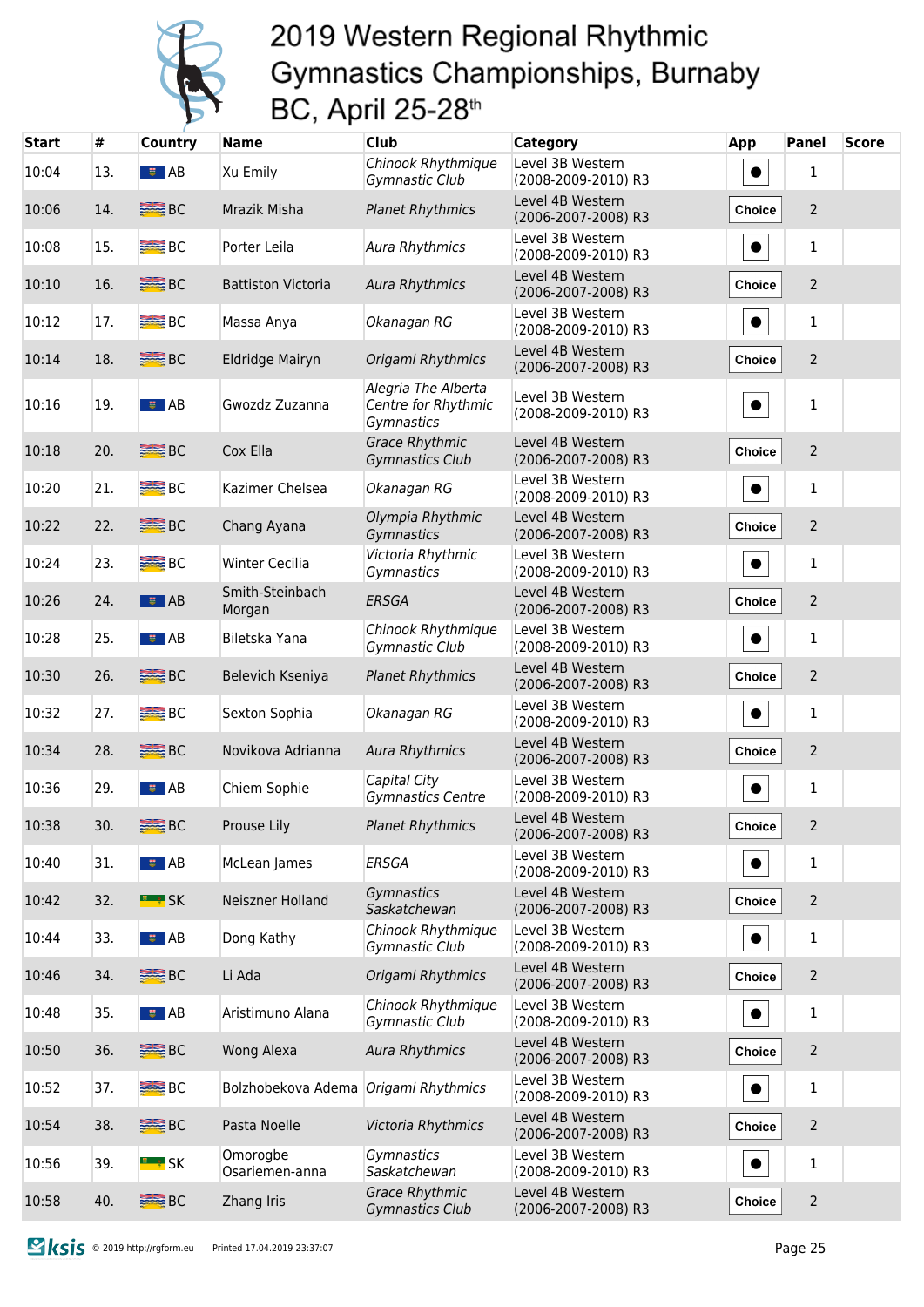# 2019 Western Regional Rhythmic Gymnastics Championships, Burnaby BC, April 25-28th

| Start | # | Country | Name | Club | Category | App | Panel | Score |
|---|---|---|---|---|---|---|---|---|
| 10:04 | 13. | AB | Xu Emily | *Chinook Rhythmique Gymnastic Club* | Level 3B Western (2008-2009-2010) R3 | ● | 1 | |
| 10:06 | 14. | BC | Mrazik Misha | *Planet Rhythmics* | Level 4B Western (2006-2007-2008) R3 | Choice | 2 | |
| 10:08 | 15. | BC | Porter Leila | *Aura Rhythmics* | Level 3B Western (2008-2009-2010) R3 | ● | 1 | |
| 10:10 | 16. | BC | Battiston Victoria | *Aura Rhythmics* | Level 4B Western (2006-2007-2008) R3 | Choice | 2 | |
| 10:12 | 17. | BC | Massa Anya | *Okanagan RG* | Level 3B Western (2008-2009-2010) R3 | ● | 1 | |
| 10:14 | 18. | BC | Eldridge Mairyn | *Origami Rhythmics* | Level 4B Western (2006-2007-2008) R3 | Choice | 2 | |
| 10:16 | 19. | AB | Gwozdz Zuzanna | *Alegria The Alberta Centre for Rhythmic Gymnastics* | Level 3B Western (2008-2009-2010) R3 | ● | 1 | |
| 10:18 | 20. | BC | Cox Ella | *Grace Rhythmic Gymnastics Club* | Level 4B Western (2006-2007-2008) R3 | Choice | 2 | |
| 10:20 | 21. | BC | Kazimer Chelsea | *Okanagan RG* | Level 3B Western (2008-2009-2010) R3 | ● | 1 | |
| 10:22 | 22. | BC | Chang Ayana | *Olympia Rhythmic Gymnastics* | Level 4B Western (2006-2007-2008) R3 | Choice | 2 | |
| 10:24 | 23. | BC | Winter Cecilia | *Victoria Rhythmic Gymnastics* | Level 3B Western (2008-2009-2010) R3 | ● | 1 | |
| 10:26 | 24. | AB | Smith-Steinbach Morgan | *ERSGA* | Level 4B Western (2006-2007-2008) R3 | Choice | 2 | |
| 10:28 | 25. | AB | Biletska Yana | *Chinook Rhythmique Gymnastic Club* | Level 3B Western (2008-2009-2010) R3 | ● | 1 | |
| 10:30 | 26. | BC | Belevich Kseniya | *Planet Rhythmics* | Level 4B Western (2006-2007-2008) R3 | Choice | 2 | |
| 10:32 | 27. | BC | Sexton Sophia | *Okanagan RG* | Level 3B Western (2008-2009-2010) R3 | ● | 1 | |
| 10:34 | 28. | BC | Novikova Adrianna | *Aura Rhythmics* | Level 4B Western (2006-2007-2008) R3 | Choice | 2 | |
| 10:36 | 29. | AB | Chiem Sophie | *Capital City Gymnastics Centre* | Level 3B Western (2008-2009-2010) R3 | ● | 1 | |
| 10:38 | 30. | BC | Prouse Lily | *Planet Rhythmics* | Level 4B Western (2006-2007-2008) R3 | Choice | 2 | |
| 10:40 | 31. | AB | McLean James | *ERSGA* | Level 3B Western (2008-2009-2010) R3 | ● | 1 | |
| 10:42 | 32. | SK | Neiszner Holland | *Gymnastics Saskatchewan* | Level 4B Western (2006-2007-2008) R3 | Choice | 2 | |
| 10:44 | 33. | AB | Dong Kathy | *Chinook Rhythmique Gymnastic Club* | Level 3B Western (2008-2009-2010) R3 | ● | 1 | |
| 10:46 | 34. | BC | Li Ada | *Origami Rhythmics* | Level 4B Western (2006-2007-2008) R3 | Choice | 2 | |
| 10:48 | 35. | AB | Aristimuno Alana | *Chinook Rhythmique Gymnastic Club* | Level 3B Western (2008-2009-2010) R3 | ● | 1 | |
| 10:50 | 36. | BC | Wong Alexa | *Aura Rhythmics* | Level 4B Western (2006-2007-2008) R3 | Choice | 2 | |
| 10:52 | 37. | BC | Bolzhobekova Adema | *Origami Rhythmics* | Level 3B Western (2008-2009-2010) R3 | ● | 1 | |
| 10:54 | 38. | BC | Pasta Noelle | *Victoria Rhythmics* | Level 4B Western (2006-2007-2008) R3 | Choice | 2 | |
| 10:56 | 39. | SK | Omorogbe Osariemen-anna | *Gymnastics Saskatchewan* | Level 3B Western (2008-2009-2010) R3 | ● | 1 | |
| 10:58 | 40. | BC | Zhang Iris | *Grace Rhythmic Gymnastics Club* | Level 4B Western (2006-2007-2008) R3 | Choice | 2 | |

© 2019 http://rgform.eu Printed 17.04.2019 23:37:07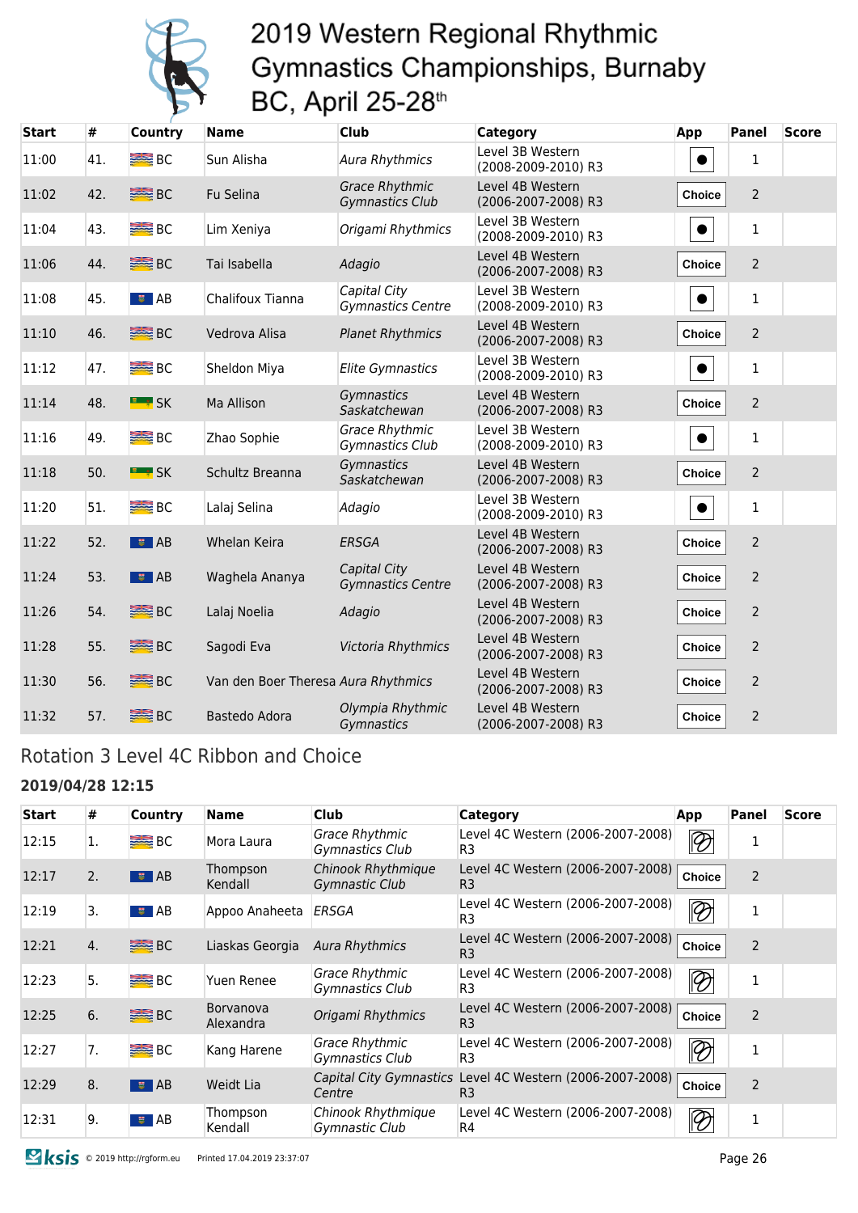# 2019 Western Regional Rhythmic Gymnastics Championships, Burnaby BC, April 25-28th

| Start | # | Country | Name | Club | Category | App | Panel | Score |
|---|---|---|---|---|---|---|---|---|
| 11:00 | 41. | BC | Sun Alisha | *Aura Rhythmics* | Level 3B Western (2008-2009-2010) R3 | ● | 1 | |
| 11:02 | 42. | BC | Fu Selina | *Grace Rhythmic Gymnastics Club* | Level 4B Western (2006-2007-2008) R3 | Choice | 2 | |
| 11:04 | 43. | BC | Lim Xeniya | *Origami Rhythmics* | Level 3B Western (2008-2009-2010) R3 | ● | 1 | |
| 11:06 | 44. | BC | Tai Isabella | *Adagio* | Level 4B Western (2006-2007-2008) R3 | Choice | 2 | |
| 11:08 | 45. | AB | Chalifoux Tianna | *Capital City Gymnastics Centre* | Level 3B Western (2008-2009-2010) R3 | ● | 1 | |
| 11:10 | 46. | BC | Vedrova Alisa | *Planet Rhythmics* | Level 4B Western (2006-2007-2008) R3 | Choice | 2 | |
| 11:12 | 47. | BC | Sheldon Miya | *Elite Gymnastics* | Level 3B Western (2008-2009-2010) R3 | ● | 1 | |
| 11:14 | 48. | SK | Ma Allison | *Gymnastics Saskatchewan* | Level 4B Western (2006-2007-2008) R3 | Choice | 2 | |
| 11:16 | 49. | BC | Zhao Sophie | *Grace Rhythmic Gymnastics Club* | Level 3B Western (2008-2009-2010) R3 | ● | 1 | |
| 11:18 | 50. | SK | Schultz Breanna | *Gymnastics Saskatchewan* | Level 4B Western (2006-2007-2008) R3 | Choice | 2 | |
| 11:20 | 51. | BC | Lalaj Selina | *Adagio* | Level 3B Western (2008-2009-2010) R3 | ● | 1 | |
| 11:22 | 52. | AB | Whelan Keira | *ERSGA* | Level 4B Western (2006-2007-2008) R3 | Choice | 2 | |
| 11:24 | 53. | AB | Waghela Ananya | *Capital City Gymnastics Centre* | Level 4B Western (2006-2007-2008) R3 | Choice | 2 | |
| 11:26 | 54. | BC | Lalaj Noelia | *Adagio* | Level 4B Western (2006-2007-2008) R3 | Choice | 2 | |
| 11:28 | 55. | BC | Sagodi Eva | *Victoria Rhythmics* | Level 4B Western (2006-2007-2008) R3 | Choice | 2 | |
| 11:30 | 56. | BC | Van den Boer Theresa | *Aura Rhythmics* | Level 4B Western (2006-2007-2008) R3 | Choice | 2 | |
| 11:32 | 57. | BC | Bastedo Adora | *Olympia Rhythmic Gymnastics* | Level 4B Western (2006-2007-2008) R3 | Choice | 2 | |

## Rotation 3 Level 4C Ribbon and Choice

### 2019/04/28 12:15

| Start | # | Country | Name | Club | Category | App | Panel | Score |
|---|---|---|---|---|---|---|---|---|
| 12:15 | 1. | BC | Mora Laura | *Grace Rhythmic Gymnastics Club* | Level 4C Western (2006-2007-2008) R3 | Ribbon | 1 | |
| 12:17 | 2. | AB | Thompson Kendall | *Chinook Rhythmique Gymnastic Club* | Level 4C Western (2006-2007-2008) R3 | Choice | 2 | |
| 12:19 | 3. | AB | Appoo Anaheeta | *ERSGA* | Level 4C Western (2006-2007-2008) R3 | Ribbon | 1 | |
| 12:21 | 4. | BC | Liaskas Georgia | *Aura Rhythmics* | Level 4C Western (2006-2007-2008) R3 | Choice | 2 | |
| 12:23 | 5. | BC | Yuen Renee | *Grace Rhythmic Gymnastics Club* | Level 4C Western (2006-2007-2008) R3 | Ribbon | 1 | |
| 12:25 | 6. | BC | Borvanova Alexandra | *Origami Rhythmics* | Level 4C Western (2006-2007-2008) R3 | Choice | 2 | |
| 12:27 | 7. | BC | Kang Harene | *Grace Rhythmic Gymnastics Club* | Level 4C Western (2006-2007-2008) R3 | Ribbon | 1 | |
| 12:29 | 8. | AB | Weidt Lia | *Capital City Gymnastics Centre* | Level 4C Western (2006-2007-2008) R3 | Choice | 2 | |
| 12:31 | 9. | AB | Thompson Kendall | *Chinook Rhythmique Gymnastic Club* | Level 4C Western (2006-2007-2008) R4 | Ribbon | 1 | |

© 2019 http://rgform.eu Printed 17.04.2019 23:37:07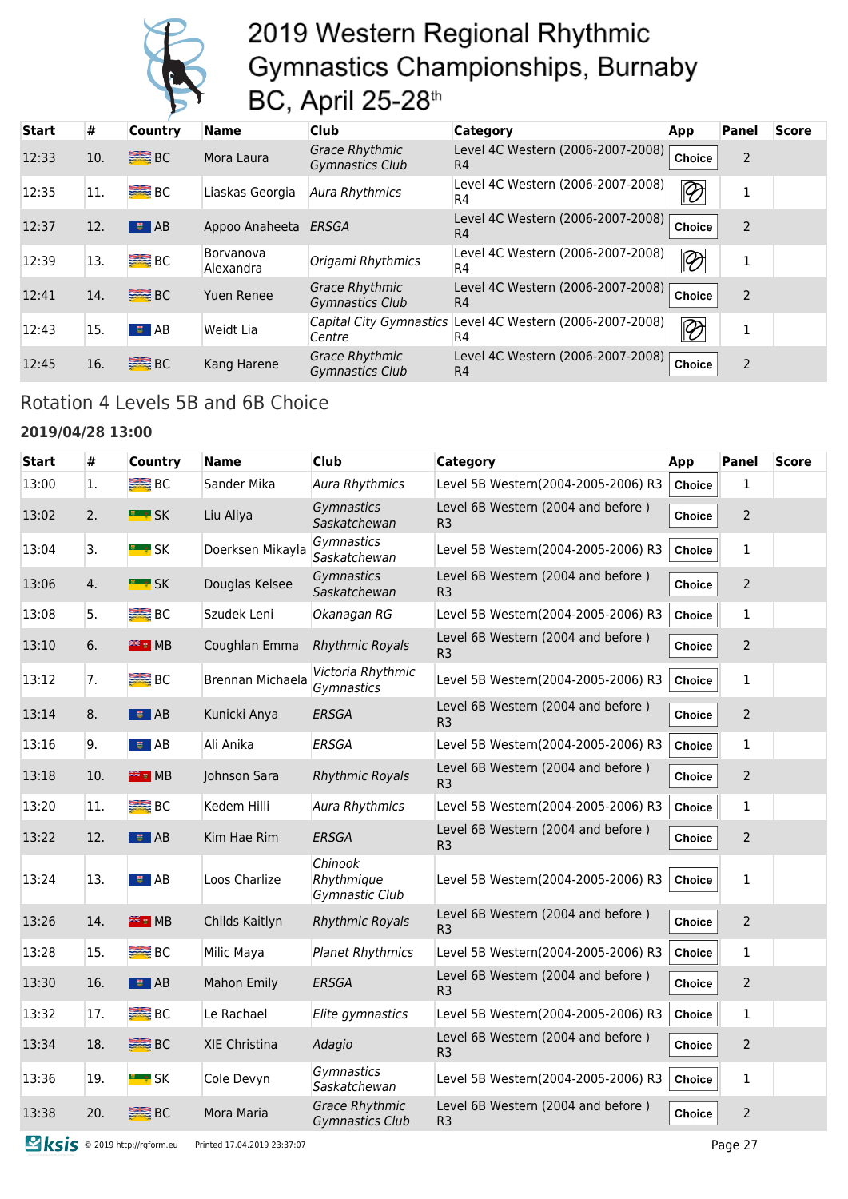# 2019 Western Regional Rhythmic Gymnastics Championships, Burnaby BC, April 25-28th

| Start | # | Country | Name | Club | Category | App | Panel | Score |
|---|---|---|---|---|---|---|---|---|
| 12:33 | 10. | BC | Mora Laura | *Grace Rhythmic Gymnastics Club* | Level 4C Western (2006-2007-2008) R4 | Choice | 2 | |
| 12:35 | 11. | BC | Liaskas Georgia | *Aura Rhythmics* | Level 4C Western (2006-2007-2008) R4 | | 1 | |
| 12:37 | 12. | AB | Appoo Anaheeta | *ERSGA* | Level 4C Western (2006-2007-2008) R4 | Choice | 2 | |
| 12:39 | 13. | BC | Borvanova Alexandra | *Origami Rhythmics* | Level 4C Western (2006-2007-2008) R4 | | 1 | |
| 12:41 | 14. | BC | Yuen Renee | *Grace Rhythmic Gymnastics Club* | Level 4C Western (2006-2007-2008) R4 | Choice | 2 | |
| 12:43 | 15. | AB | Weidt Lia | *Capital City Gymnastics Centre* | Level 4C Western (2006-2007-2008) R4 | | 1 | |
| 12:45 | 16. | BC | Kang Harene | *Grace Rhythmic Gymnastics Club* | Level 4C Western (2006-2007-2008) R4 | Choice | 2 | |

## Rotation 4 Levels 5B and 6B Choice

### 2019/04/28 13:00

| Start | # | Country | Name | Club | Category | App | Panel | Score |
|---|---|---|---|---|---|---|---|---|
| 13:00 | 1. | BC | Sander Mika | *Aura Rhythmics* | Level 5B Western(2004-2005-2006) R3 | Choice | 1 | |
| 13:02 | 2. | SK | Liu Aliya | *Gymnastics Saskatchewan* | Level 6B Western (2004 and before ) R3 | Choice | 2 | |
| 13:04 | 3. | SK | Doerksen Mikayla | *Gymnastics Saskatchewan* | Level 5B Western(2004-2005-2006) R3 | Choice | 1 | |
| 13:06 | 4. | SK | Douglas Kelsee | *Gymnastics Saskatchewan* | Level 6B Western (2004 and before ) R3 | Choice | 2 | |
| 13:08 | 5. | BC | Szudek Leni | *Okanagan RG* | Level 5B Western(2004-2005-2006) R3 | Choice | 1 | |
| 13:10 | 6. | MB | Coughlan Emma | *Rhythmic Royals* | Level 6B Western (2004 and before ) R3 | Choice | 2 | |
| 13:12 | 7. | BC | Brennan Michaela | *Victoria Rhythmic Gymnastics* | Level 5B Western(2004-2005-2006) R3 | Choice | 1 | |
| 13:14 | 8. | AB | Kunicki Anya | *ERSGA* | Level 6B Western (2004 and before ) R3 | Choice | 2 | |
| 13:16 | 9. | AB | Ali Anika | *ERSGA* | Level 5B Western(2004-2005-2006) R3 | Choice | 1 | |
| 13:18 | 10. | MB | Johnson Sara | *Rhythmic Royals* | Level 6B Western (2004 and before ) R3 | Choice | 2 | |
| 13:20 | 11. | BC | Kedem Hilli | *Aura Rhythmics* | Level 5B Western(2004-2005-2006) R3 | Choice | 1 | |
| 13:22 | 12. | AB | Kim Hae Rim | *ERSGA* | Level 6B Western (2004 and before ) R3 | Choice | 2 | |
| 13:24 | 13. | AB | Loos Charlize | *Chinook Rhythmique Gymnastic Club* | Level 5B Western(2004-2005-2006) R3 | Choice | 1 | |
| 13:26 | 14. | MB | Childs Kaitlyn | *Rhythmic Royals* | Level 6B Western (2004 and before ) R3 | Choice | 2 | |
| 13:28 | 15. | BC | Milic Maya | *Planet Rhythmics* | Level 5B Western(2004-2005-2006) R3 | Choice | 1 | |
| 13:30 | 16. | AB | Mahon Emily | *ERSGA* | Level 6B Western (2004 and before ) R3 | Choice | 2 | |
| 13:32 | 17. | BC | Le Rachael | *Elite gymnastics* | Level 5B Western(2004-2005-2006) R3 | Choice | 1 | |
| 13:34 | 18. | BC | XIE Christina | *Adagio* | Level 6B Western (2004 and before ) R3 | Choice | 2 | |
| 13:36 | 19. | SK | Cole Devyn | *Gymnastics Saskatchewan* | Level 5B Western(2004-2005-2006) R3 | Choice | 1 | |
| 13:38 | 20. | BC | Mora Maria | *Grace Rhythmic Gymnastics Club* | Level 6B Western (2004 and before ) R3 | Choice | 2 | |

© 2019 http://rgform.eu Printed 17.04.2019 23:37:07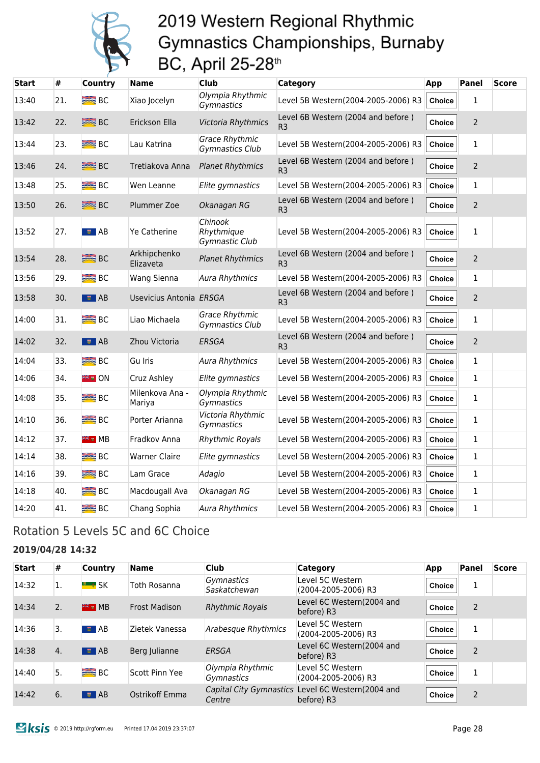# 2019 Western Regional Rhythmic Gymnastics Championships, Burnaby BC, April 25-28th

| Start | # | Country | Name | Club | Category | App | Panel | Score |
|---|---|---|---|---|---|---|---|---|
| 13:40 | 21. | BC | Xiao Jocelyn | *Olympia Rhythmic Gymnastics* | Level 5B Western(2004-2005-2006) R3 | Choice | 1 | |
| 13:42 | 22. | BC | Erickson Ella | *Victoria Rhythmics* | Level 6B Western (2004 and before ) R3 | Choice | 2 | |
| 13:44 | 23. | BC | Lau Katrina | *Grace Rhythmic Gymnastics Club* | Level 5B Western(2004-2005-2006) R3 | Choice | 1 | |
| 13:46 | 24. | BC | Tretiakova Anna | *Planet Rhythmics* | Level 6B Western (2004 and before ) R3 | Choice | 2 | |
| 13:48 | 25. | BC | Wen Leanne | *Elite gymnastics* | Level 5B Western(2004-2005-2006) R3 | Choice | 1 | |
| 13:50 | 26. | BC | Plummer Zoe | *Okanagan RG* | Level 6B Western (2004 and before ) R3 | Choice | 2 | |
| 13:52 | 27. | AB | Ye Catherine | *Chinook Rhythmique Gymnastic Club* | Level 5B Western(2004-2005-2006) R3 | Choice | 1 | |
| 13:54 | 28. | BC | Arkhipchenko Elizaveta | *Planet Rhythmics* | Level 6B Western (2004 and before ) R3 | Choice | 2 | |
| 13:56 | 29. | BC | Wang Sienna | *Aura Rhythmics* | Level 5B Western(2004-2005-2006) R3 | Choice | 1 | |
| 13:58 | 30. | AB | Usevicius Antonia | *ERSGA* | Level 6B Western (2004 and before ) R3 | Choice | 2 | |
| 14:00 | 31. | BC | Liao Michaela | *Grace Rhythmic Gymnastics Club* | Level 5B Western(2004-2005-2006) R3 | Choice | 1 | |
| 14:02 | 32. | AB | Zhou Victoria | *ERSGA* | Level 6B Western (2004 and before ) R3 | Choice | 2 | |
| 14:04 | 33. | BC | Gu Iris | *Aura Rhythmics* | Level 5B Western(2004-2005-2006) R3 | Choice | 1 | |
| 14:06 | 34. | ON | Cruz Ashley | *Elite gymnastics* | Level 5B Western(2004-2005-2006) R3 | Choice | 1 | |
| 14:08 | 35. | BC | Milenkova Ana - Mariya | *Olympia Rhythmic Gymnastics* | Level 5B Western(2004-2005-2006) R3 | Choice | 1 | |
| 14:10 | 36. | BC | Porter Arianna | *Victoria Rhythmic Gymnastics* | Level 5B Western(2004-2005-2006) R3 | Choice | 1 | |
| 14:12 | 37. | MB | Fradkov Anna | *Rhythmic Royals* | Level 5B Western(2004-2005-2006) R3 | Choice | 1 | |
| 14:14 | 38. | BC | Warner Claire | *Elite gymnastics* | Level 5B Western(2004-2005-2006) R3 | Choice | 1 | |
| 14:16 | 39. | BC | Lam Grace | *Adagio* | Level 5B Western(2004-2005-2006) R3 | Choice | 1 | |
| 14:18 | 40. | BC | Macdougall Ava | *Okanagan RG* | Level 5B Western(2004-2005-2006) R3 | Choice | 1 | |
| 14:20 | 41. | BC | Chang Sophia | *Aura Rhythmics* | Level 5B Western(2004-2005-2006) R3 | Choice | 1 | |

## Rotation 5 Levels 5C and 6C Choice

**2019/04/28 14:32**

| Start | # | Country | Name | Club | Category | App | Panel | Score |
|---|---|---|---|---|---|---|---|---|
| 14:32 | 1. | SK | Toth Rosanna | *Gymnastics Saskatchewan* | Level 5C Western (2004-2005-2006) R3 | Choice | 1 | |
| 14:34 | 2. | MB | Frost Madison | *Rhythmic Royals* | Level 6C Western(2004 and before) R3 | Choice | 2 | |
| 14:36 | 3. | AB | Zietek Vanessa | *Arabesque Rhythmics* | Level 5C Western (2004-2005-2006) R3 | Choice | 1 | |
| 14:38 | 4. | AB | Berg Julianne | *ERSGA* | Level 6C Western(2004 and before) R3 | Choice | 2 | |
| 14:40 | 5. | BC | Scott Pinn Yee | *Olympia Rhythmic Gymnastics* | Level 5C Western (2004-2005-2006) R3 | Choice | 1 | |
| 14:42 | 6. | AB | Ostrikoff Emma | *Capital City Gymnastics Centre* | Level 6C Western(2004 and before) R3 | Choice | 2 | |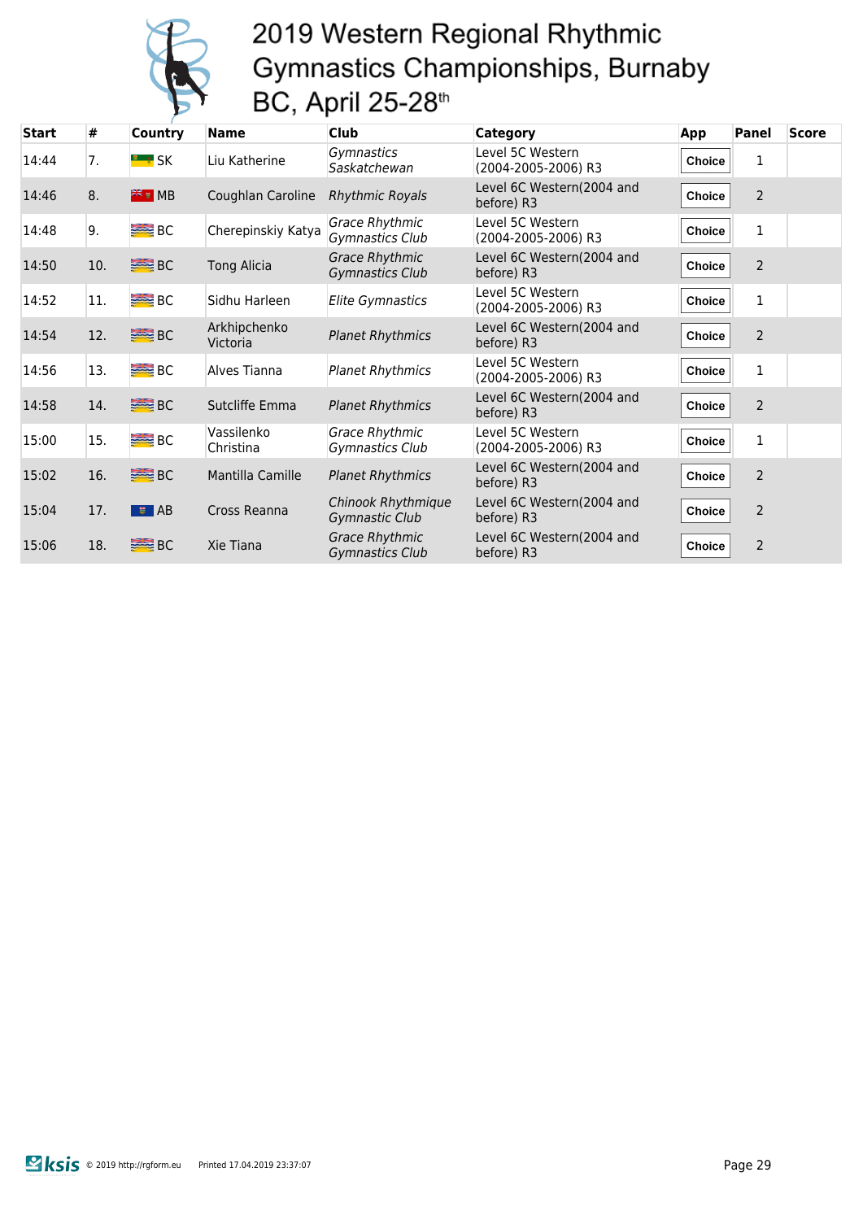# 2019 Western Regional Rhythmic Gymnastics Championships, Burnaby BC, April 25-28th

| Start | # | Country | Name | Club | Category | App | Panel | Score |
|---|---|---|---|---|---|---|---|---|
| 14:44 | 7. | SK | Liu Katherine | *Gymnastics Saskatchewan* | Level 5C Western (2004-2005-2006) R3 | Choice | 1 | |
| 14:46 | 8. | MB | Coughlan Caroline | *Rhythmic Royals* | Level 6C Western(2004 and before) R3 | Choice | 2 | |
| 14:48 | 9. | BC | Cherepinskiy Katya | *Grace Rhythmic Gymnastics Club* | Level 5C Western (2004-2005-2006) R3 | Choice | 1 | |
| 14:50 | 10. | BC | Tong Alicia | *Grace Rhythmic Gymnastics Club* | Level 6C Western(2004 and before) R3 | Choice | 2 | |
| 14:52 | 11. | BC | Sidhu Harleen | *Elite Gymnastics* | Level 5C Western (2004-2005-2006) R3 | Choice | 1 | |
| 14:54 | 12. | BC | Arkhipchenko Victoria | *Planet Rhythmics* | Level 6C Western(2004 and before) R3 | Choice | 2 | |
| 14:56 | 13. | BC | Alves Tianna | *Planet Rhythmics* | Level 5C Western (2004-2005-2006) R3 | Choice | 1 | |
| 14:58 | 14. | BC | Sutcliffe Emma | *Planet Rhythmics* | Level 6C Western(2004 and before) R3 | Choice | 2 | |
| 15:00 | 15. | BC | Vassilenko Christina | *Grace Rhythmic Gymnastics Club* | Level 5C Western (2004-2005-2006) R3 | Choice | 1 | |
| 15:02 | 16. | BC | Mantilla Camille | *Planet Rhythmics* | Level 6C Western(2004 and before) R3 | Choice | 2 | |
| 15:04 | 17. | AB | Cross Reanna | *Chinook Rhythmique Gymnastic Club* | Level 6C Western(2004 and before) R3 | Choice | 2 | |
| 15:06 | 18. | BC | Xie Tiana | *Grace Rhythmic Gymnastics Club* | Level 6C Western(2004 and before) R3 | Choice | 2 | |

ksis © 2019 http://rgform.eu Printed 17.04.2019 23:37:07